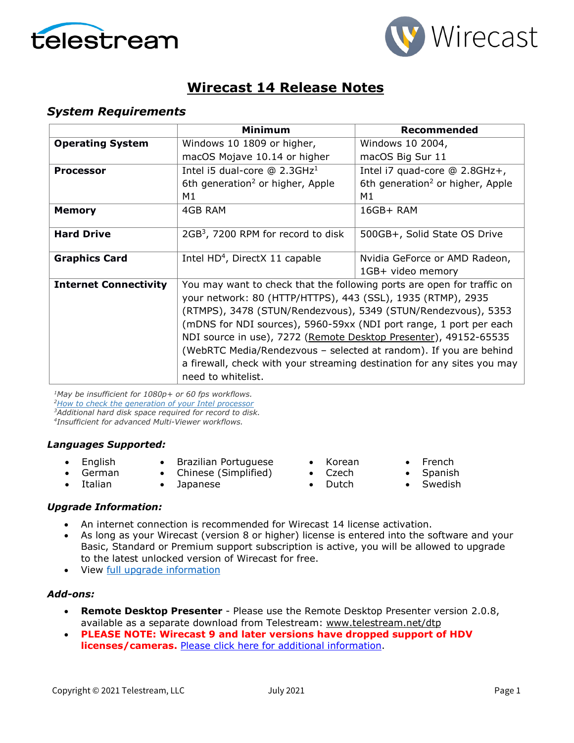# Wirecast 14 Release Notes

## *System Requirements*

| | Minimum | Recommended |
|---|---|---|
| **Operating System** | Windows 10 1809 or higher, macOS Mojave 10.14 or higher | Windows 10 2004, macOS Big Sur 11 |
| **Processor** | Intel i5 dual-core @ 2.3GHz[1] 6th generation[2] or higher, Apple M1 | Intel i7 quad-core @ 2.8GHz+, 6th generation[2] or higher, Apple M1 |
| **Memory** | 4GB RAM | 16GB+ RAM |
| **Hard Drive** | 2GB[3], 7200 RPM for record to disk | 500GB+, Solid State OS Drive |
| **Graphics Card** | Intel HD[4], DirectX 11 capable | Nvidia GeForce or AMD Radeon, 1GB+ video memory |
| **Internet Connectivity** | You may want to check that the following ports are open for traffic on your network: 80 (HTTP/HTTPS), 443 (SSL), 1935 (RTMP), 2935 (RTMPS), 3478 (STUN/Rendezvous), 5349 (STUN/Rendezvous), 5353 (mDNS for NDI sources), 5960-59xx (NDI port range, 1 port per each NDI source in use), 7272 (Remote Desktop Presenter), 49152-65535 (WebRTC Media/Rendezvous – selected at random). If you are behind a firewall, check with your streaming destination for any sites you may need to whitelist. | |

*[1]May be insufficient for 1080p+ or 60 fps workflows.*
*[2]How to check the generation of your Intel processor*
*[3]Additional hard disk space required for record to disk.*
*[4]Insufficient for advanced Multi-Viewer workflows.*

### *Languages Supported:*

- English
- German
- Italian
- Brazilian Portuguese
- Chinese (Simplified)
- Japanese
- Korean
- Czech
- Dutch
- French
- Spanish
- Swedish

### *Upgrade Information:*

- An internet connection is recommended for Wirecast 14 license activation.
- As long as your Wirecast (version 8 or higher) license is entered into the software and your Basic, Standard or Premium support subscription is active, you will be allowed to upgrade to the latest unlocked version of Wirecast for free.
- View full upgrade information

### *Add-ons:*

- **Remote Desktop Presenter** - Please use the Remote Desktop Presenter version 2.0.8, available as a separate download from Telestream: www.telestream.net/dtp
- **PLEASE NOTE: Wirecast 9 and later versions have dropped support of HDV licenses/cameras.** Please click here for additional information.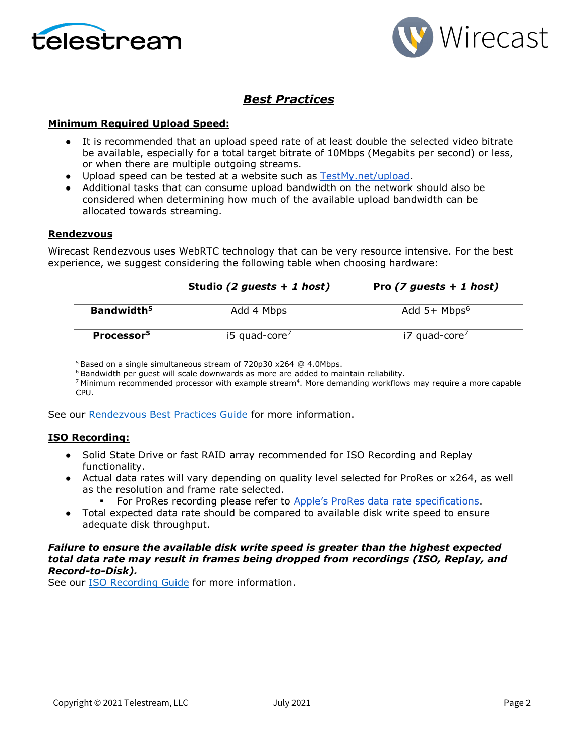## ***Best Practices***

**Minimum Required Upload Speed:**

- It is recommended that an upload speed rate of at least double the selected video bitrate be available, especially for a total target bitrate of 10Mbps (Megabits per second) or less, or when there are multiple outgoing streams.
- Upload speed can be tested at a website such as TestMy.net/upload.
- Additional tasks that can consume upload bandwidth on the network should also be considered when determining how much of the available upload bandwidth can be allocated towards streaming.

**Rendezvous**

Wirecast Rendezvous uses WebRTC technology that can be very resource intensive. For the best experience, we suggest considering the following table when choosing hardware:

| | **Studio *(2 guests + 1 host)*** | **Pro *(7 guests + 1 host)*** |
|---|---|---|
| **Bandwidth**[5] | Add 4 Mbps | Add 5+ Mbps[6] |
| **Processor**[5] | i5 quad-core[7] | i7 quad-core[7] |

[5] Based on a single simultaneous stream of 720p30 x264 @ 4.0Mbps.
[6] Bandwidth per guest will scale downwards as more are added to maintain reliability.
[7] Minimum recommended processor with example stream[4]. More demanding workflows may require a more capable CPU.

See our Rendezvous Best Practices Guide for more information.

**ISO Recording:**

- Solid State Drive or fast RAID array recommended for ISO Recording and Replay functionality.
- Actual data rates will vary depending on quality level selected for ProRes or x264, as well as the resolution and frame rate selected.
  - For ProRes recording please refer to Apple's ProRes data rate specifications.
- Total expected data rate should be compared to available disk write speed to ensure adequate disk throughput.

***Failure to ensure the available disk write speed is greater than the highest expected total data rate may result in frames being dropped from recordings (ISO, Replay, and Record-to-Disk).***
See our ISO Recording Guide for more information.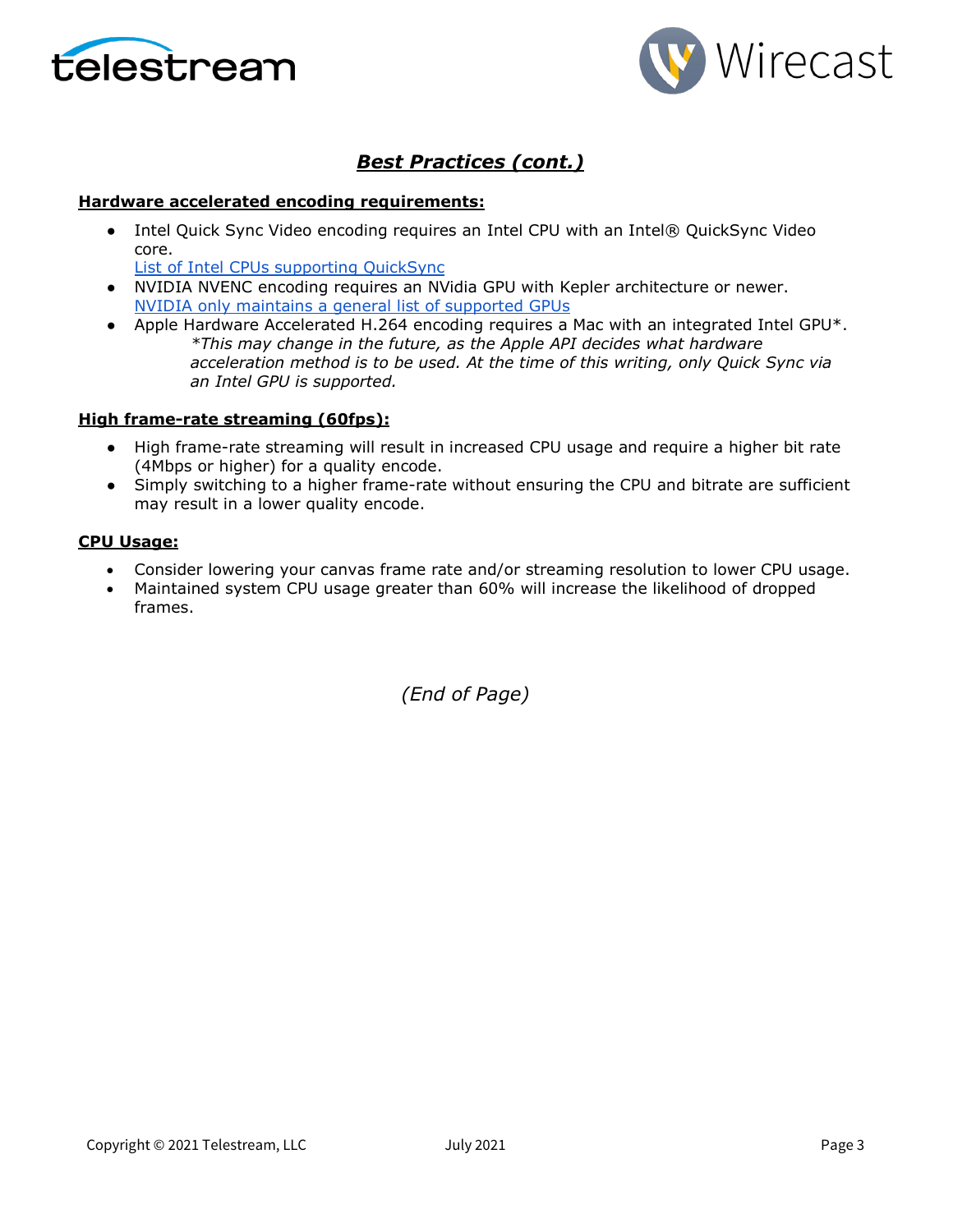## *Best Practices (cont.)*

**Hardware accelerated encoding requirements:**

- Intel Quick Sync Video encoding requires an Intel CPU with an Intel® QuickSync Video core.
  [List of Intel CPUs supporting QuickSync]
- NVIDIA NVENC encoding requires an NVidia GPU with Kepler architecture or newer.
  [NVIDIA only maintains a general list of supported GPUs]
- Apple Hardware Accelerated H.264 encoding requires a Mac with an integrated Intel GPU*.
  *\*This may change in the future, as the Apple API decides what hardware acceleration method is to be used. At the time of this writing, only Quick Sync via an Intel GPU is supported.*

**High frame-rate streaming (60fps):**

- High frame-rate streaming will result in increased CPU usage and require a higher bit rate (4Mbps or higher) for a quality encode.
- Simply switching to a higher frame-rate without ensuring the CPU and bitrate are sufficient may result in a lower quality encode.

**CPU Usage:**

- Consider lowering your canvas frame rate and/or streaming resolution to lower CPU usage.
- Maintained system CPU usage greater than 60% will increase the likelihood of dropped frames.

*(End of Page)*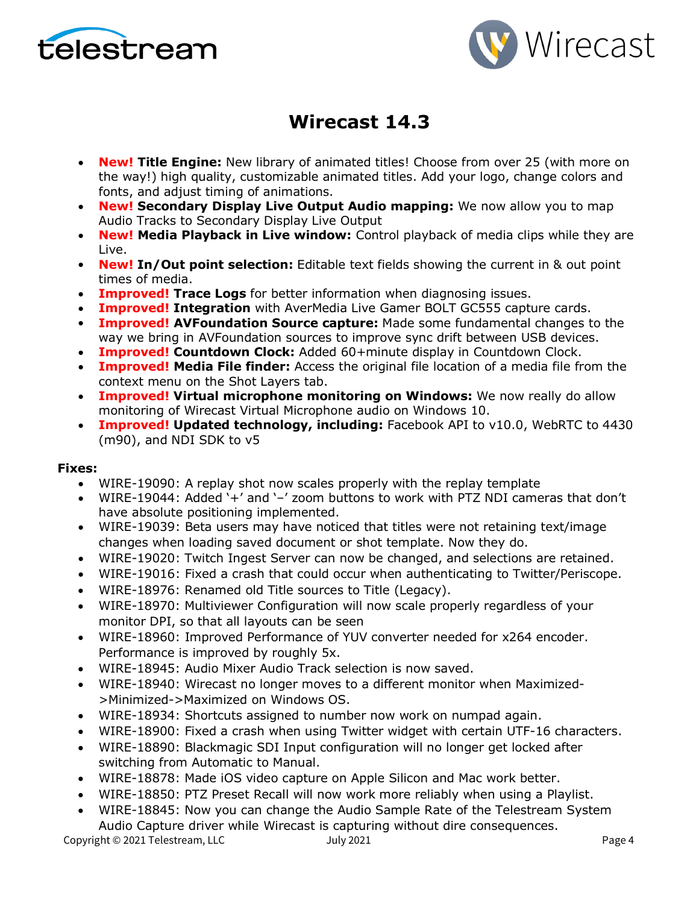# Wirecast 14.3

- **New! Title Engine:** New library of animated titles! Choose from over 25 (with more on the way!) high quality, customizable animated titles. Add your logo, change colors and fonts, and adjust timing of animations.
- **New! Secondary Display Live Output Audio mapping:** We now allow you to map Audio Tracks to Secondary Display Live Output
- **New! Media Playback in Live window:** Control playback of media clips while they are Live.
- **New! In/Out point selection:** Editable text fields showing the current in & out point times of media.
- **Improved! Trace Logs** for better information when diagnosing issues.
- **Improved! Integration** with AverMedia Live Gamer BOLT GC555 capture cards.
- **Improved! AVFoundation Source capture:** Made some fundamental changes to the way we bring in AVFoundation sources to improve sync drift between USB devices.
- **Improved! Countdown Clock:** Added 60+minute display in Countdown Clock.
- **Improved! Media File finder:** Access the original file location of a media file from the context menu on the Shot Layers tab.
- **Improved! Virtual microphone monitoring on Windows:** We now really do allow monitoring of Wirecast Virtual Microphone audio on Windows 10.
- **Improved! Updated technology, including:** Facebook API to v10.0, WebRTC to 4430 (m90), and NDI SDK to v5

**Fixes:**

- WIRE-19090: A replay shot now scales properly with the replay template
- WIRE-19044: Added '+' and '–' zoom buttons to work with PTZ NDI cameras that don't have absolute positioning implemented.
- WIRE-19039: Beta users may have noticed that titles were not retaining text/image changes when loading saved document or shot template. Now they do.
- WIRE-19020: Twitch Ingest Server can now be changed, and selections are retained.
- WIRE-19016: Fixed a crash that could occur when authenticating to Twitter/Periscope.
- WIRE-18976: Renamed old Title sources to Title (Legacy).
- WIRE-18970: Multiviewer Configuration will now scale properly regardless of your monitor DPI, so that all layouts can be seen
- WIRE-18960: Improved Performance of YUV converter needed for x264 encoder. Performance is improved by roughly 5x.
- WIRE-18945: Audio Mixer Audio Track selection is now saved.
- WIRE-18940: Wirecast no longer moves to a different monitor when Maximized->Minimized->Maximized on Windows OS.
- WIRE-18934: Shortcuts assigned to number now work on numpad again.
- WIRE-18900: Fixed a crash when using Twitter widget with certain UTF-16 characters.
- WIRE-18890: Blackmagic SDI Input configuration will no longer get locked after switching from Automatic to Manual.
- WIRE-18878: Made iOS video capture on Apple Silicon and Mac work better.
- WIRE-18850: PTZ Preset Recall will now work more reliably when using a Playlist.
- WIRE-18845: Now you can change the Audio Sample Rate of the Telestream System Audio Capture driver while Wirecast is capturing without dire consequences.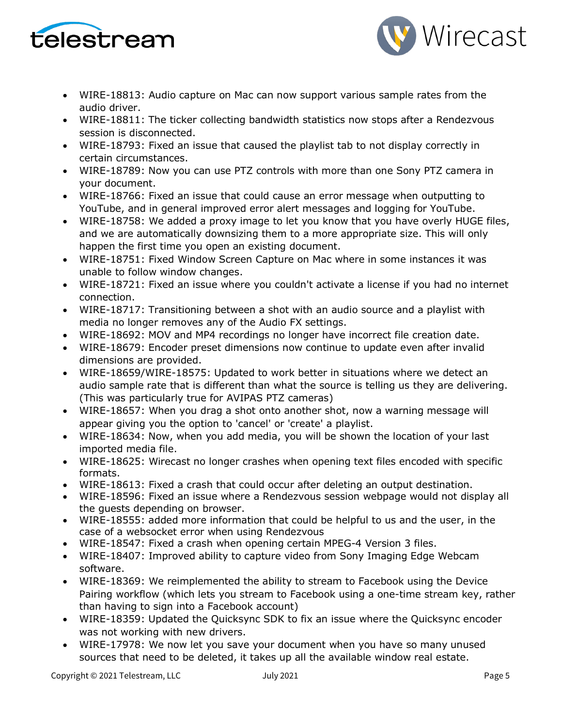- WIRE-18813: Audio capture on Mac can now support various sample rates from the audio driver.
- WIRE-18811: The ticker collecting bandwidth statistics now stops after a Rendezvous session is disconnected.
- WIRE-18793: Fixed an issue that caused the playlist tab to not display correctly in certain circumstances.
- WIRE-18789: Now you can use PTZ controls with more than one Sony PTZ camera in your document.
- WIRE-18766: Fixed an issue that could cause an error message when outputting to YouTube, and in general improved error alert messages and logging for YouTube.
- WIRE-18758: We added a proxy image to let you know that you have overly HUGE files, and we are automatically downsizing them to a more appropriate size. This will only happen the first time you open an existing document.
- WIRE-18751: Fixed Window Screen Capture on Mac where in some instances it was unable to follow window changes.
- WIRE-18721: Fixed an issue where you couldn't activate a license if you had no internet connection.
- WIRE-18717: Transitioning between a shot with an audio source and a playlist with media no longer removes any of the Audio FX settings.
- WIRE-18692: MOV and MP4 recordings no longer have incorrect file creation date.
- WIRE-18679: Encoder preset dimensions now continue to update even after invalid dimensions are provided.
- WIRE-18659/WIRE-18575: Updated to work better in situations where we detect an audio sample rate that is different than what the source is telling us they are delivering. (This was particularly true for AVIPAS PTZ cameras)
- WIRE-18657: When you drag a shot onto another shot, now a warning message will appear giving you the option to 'cancel' or 'create' a playlist.
- WIRE-18634: Now, when you add media, you will be shown the location of your last imported media file.
- WIRE-18625: Wirecast no longer crashes when opening text files encoded with specific formats.
- WIRE-18613: Fixed a crash that could occur after deleting an output destination.
- WIRE-18596: Fixed an issue where a Rendezvous session webpage would not display all the guests depending on browser.
- WIRE-18555: added more information that could be helpful to us and the user, in the case of a websocket error when using Rendezvous
- WIRE-18547: Fixed a crash when opening certain MPEG-4 Version 3 files.
- WIRE-18407: Improved ability to capture video from Sony Imaging Edge Webcam software.
- WIRE-18369: We reimplemented the ability to stream to Facebook using the Device Pairing workflow (which lets you stream to Facebook using a one-time stream key, rather than having to sign into a Facebook account)
- WIRE-18359: Updated the Quicksync SDK to fix an issue where the Quicksync encoder was not working with new drivers.
- WIRE-17978: We now let you save your document when you have so many unused sources that need to be deleted, it takes up all the available window real estate.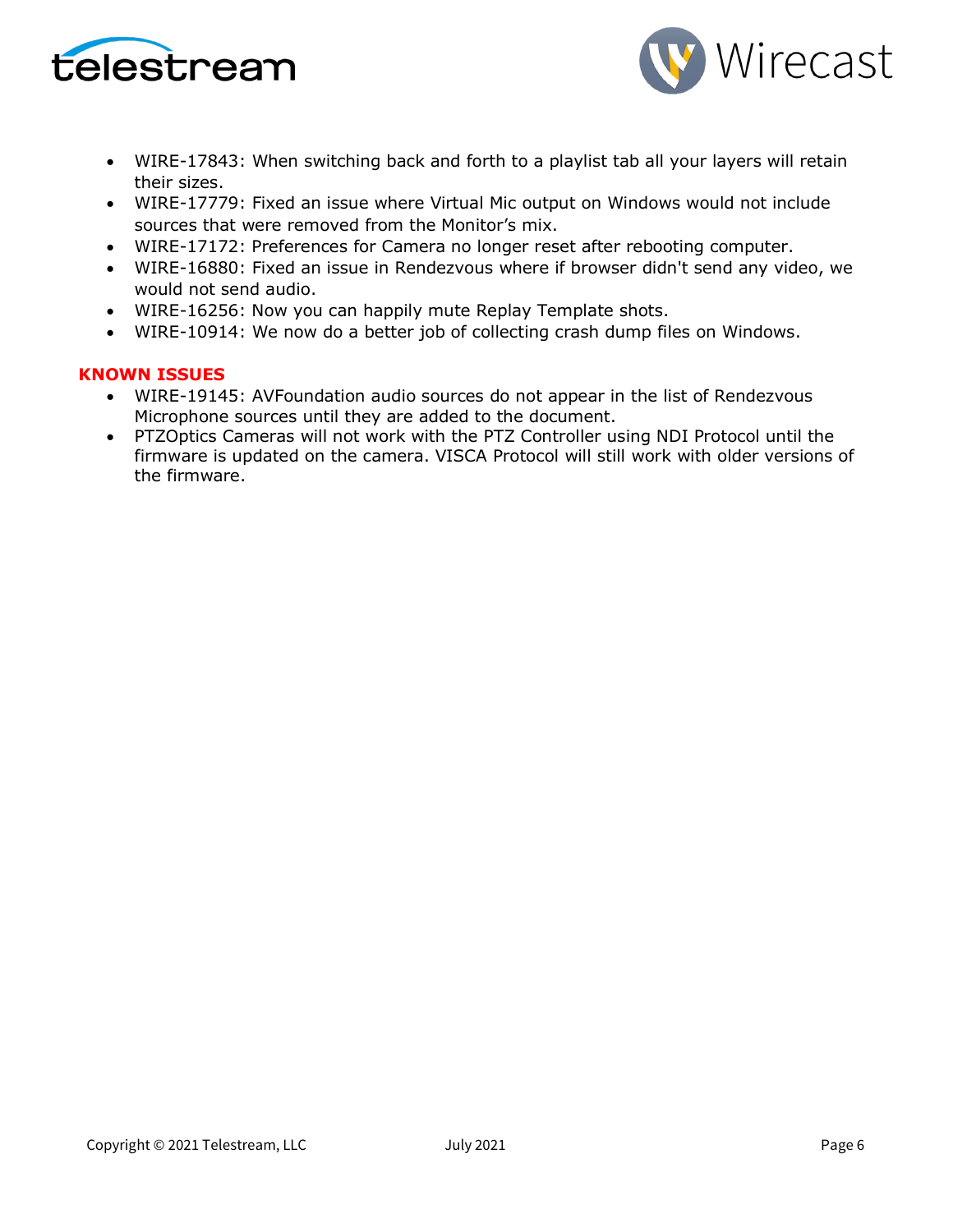- WIRE-17843: When switching back and forth to a playlist tab all your layers will retain their sizes.
- WIRE-17779: Fixed an issue where Virtual Mic output on Windows would not include sources that were removed from the Monitor's mix.
- WIRE-17172: Preferences for Camera no longer reset after rebooting computer.
- WIRE-16880: Fixed an issue in Rendezvous where if browser didn't send any video, we would not send audio.
- WIRE-16256: Now you can happily mute Replay Template shots.
- WIRE-10914: We now do a better job of collecting crash dump files on Windows.

**KNOWN ISSUES**

- WIRE-19145: AVFoundation audio sources do not appear in the list of Rendezvous Microphone sources until they are added to the document.
- PTZOptics Cameras will not work with the PTZ Controller using NDI Protocol until the firmware is updated on the camera. VISCA Protocol will still work with older versions of the firmware.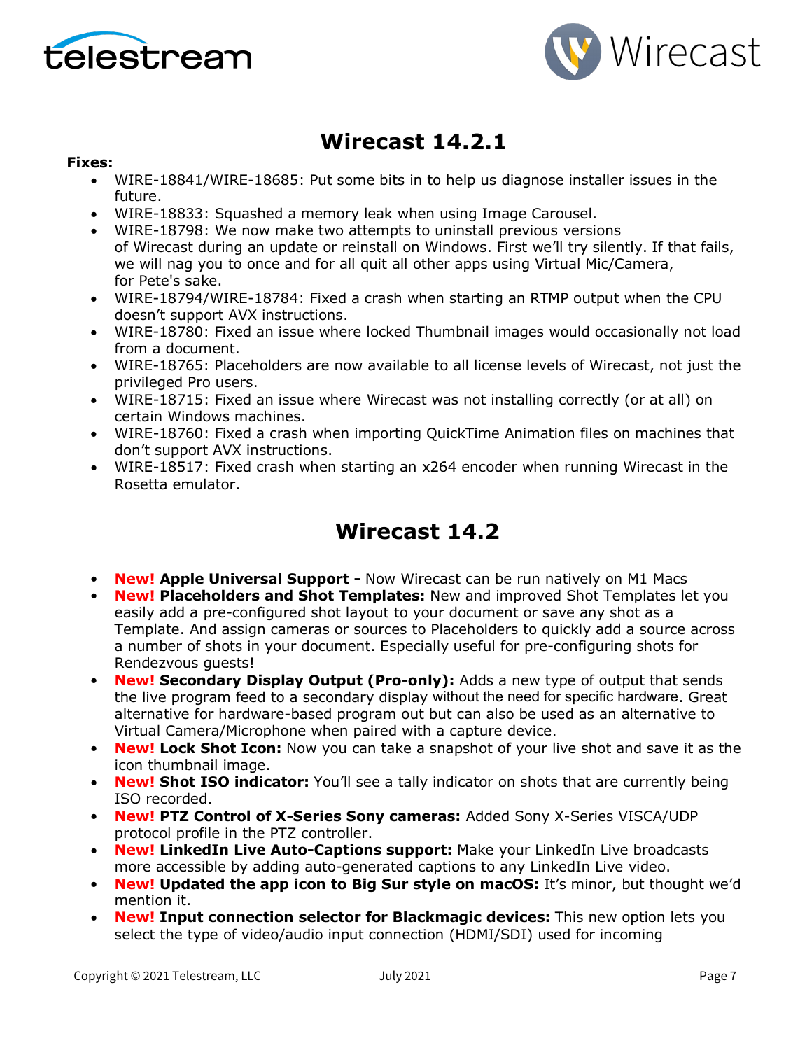# Wirecast 14.2.1

**Fixes:**

- WIRE-18841/WIRE-18685: Put some bits in to help us diagnose installer issues in the future.
- WIRE-18833: Squashed a memory leak when using Image Carousel.
- WIRE-18798: We now make two attempts to uninstall previous versions of Wirecast during an update or reinstall on Windows. First we'll try silently. If that fails, we will nag you to once and for all quit all other apps using Virtual Mic/Camera, for Pete's sake.
- WIRE-18794/WIRE-18784: Fixed a crash when starting an RTMP output when the CPU doesn't support AVX instructions.
- WIRE-18780: Fixed an issue where locked Thumbnail images would occasionally not load from a document.
- WIRE-18765: Placeholders are now available to all license levels of Wirecast, not just the privileged Pro users.
- WIRE-18715: Fixed an issue where Wirecast was not installing correctly (or at all) on certain Windows machines.
- WIRE-18760: Fixed a crash when importing QuickTime Animation files on machines that don't support AVX instructions.
- WIRE-18517: Fixed crash when starting an x264 encoder when running Wirecast in the Rosetta emulator.

# Wirecast 14.2

- **New! Apple Universal Support -** Now Wirecast can be run natively on M1 Macs
- **New! Placeholders and Shot Templates:** New and improved Shot Templates let you easily add a pre-configured shot layout to your document or save any shot as a Template. And assign cameras or sources to Placeholders to quickly add a source across a number of shots in your document. Especially useful for pre-configuring shots for Rendezvous guests!
- **New! Secondary Display Output (Pro-only):** Adds a new type of output that sends the live program feed to a secondary display without the need for specific hardware. Great alternative for hardware-based program out but can also be used as an alternative to Virtual Camera/Microphone when paired with a capture device.
- **New! Lock Shot Icon:** Now you can take a snapshot of your live shot and save it as the icon thumbnail image.
- **New! Shot ISO indicator:** You'll see a tally indicator on shots that are currently being ISO recorded.
- **New! PTZ Control of X-Series Sony cameras:** Added Sony X-Series VISCA/UDP protocol profile in the PTZ controller.
- **New! LinkedIn Live Auto-Captions support:** Make your LinkedIn Live broadcasts more accessible by adding auto-generated captions to any LinkedIn Live video.
- **New! Updated the app icon to Big Sur style on macOS:** It's minor, but thought we'd mention it.
- **New! Input connection selector for Blackmagic devices:** This new option lets you select the type of video/audio input connection (HDMI/SDI) used for incoming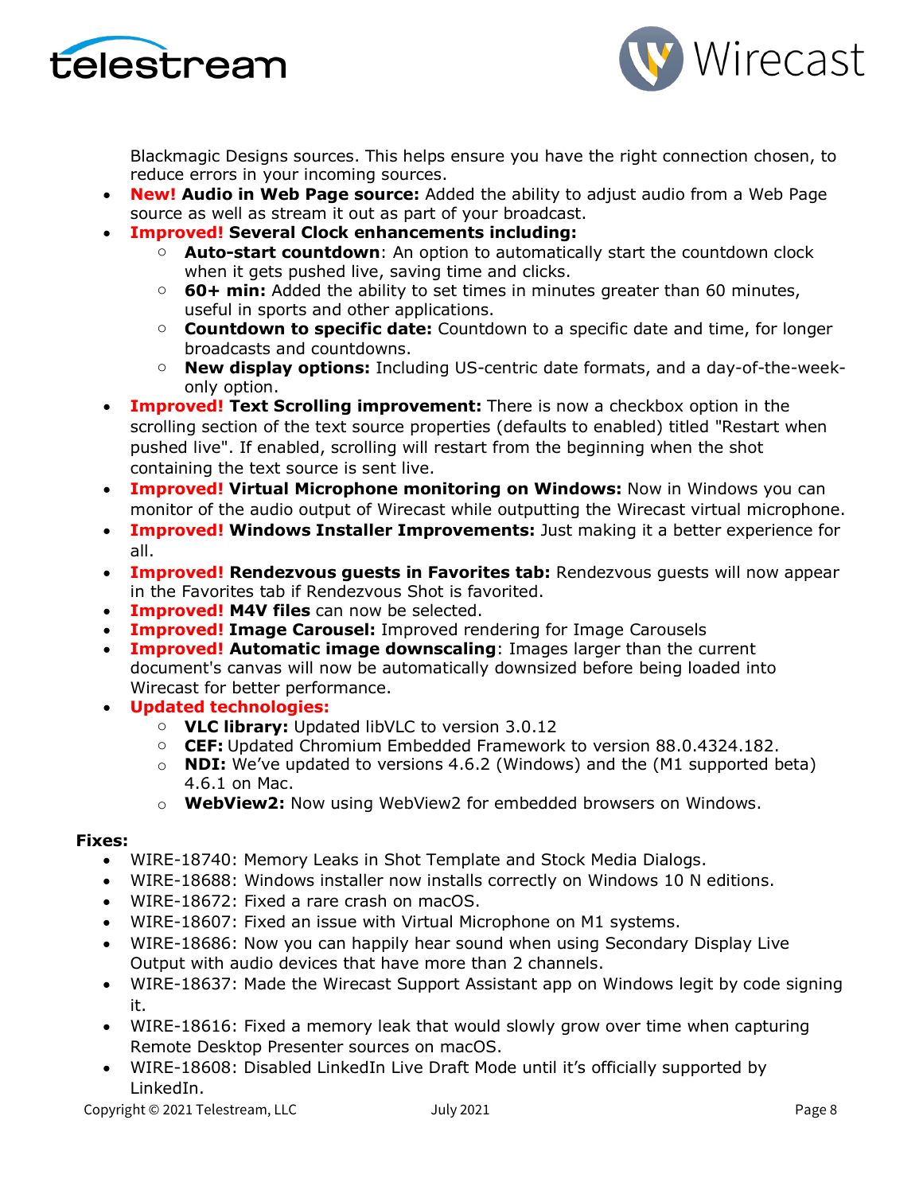Blackmagic Designs sources. This helps ensure you have the right connection chosen, to reduce errors in your incoming sources.

- **New! Audio in Web Page source:** Added the ability to adjust audio from a Web Page source as well as stream it out as part of your broadcast.
- **Improved! Several Clock enhancements including:**
  - **Auto-start countdown**: An option to automatically start the countdown clock when it gets pushed live, saving time and clicks.
  - **60+ min:** Added the ability to set times in minutes greater than 60 minutes, useful in sports and other applications.
  - **Countdown to specific date:** Countdown to a specific date and time, for longer broadcasts and countdowns.
  - **New display options:** Including US-centric date formats, and a day-of-the-week-only option.
- **Improved! Text Scrolling improvement:** There is now a checkbox option in the scrolling section of the text source properties (defaults to enabled) titled "Restart when pushed live". If enabled, scrolling will restart from the beginning when the shot containing the text source is sent live.
- **Improved! Virtual Microphone monitoring on Windows:** Now in Windows you can monitor of the audio output of Wirecast while outputting the Wirecast virtual microphone.
- **Improved! Windows Installer Improvements:** Just making it a better experience for all.
- **Improved! Rendezvous guests in Favorites tab:** Rendezvous guests will now appear in the Favorites tab if Rendezvous Shot is favorited.
- **Improved! M4V files** can now be selected.
- **Improved! Image Carousel:** Improved rendering for Image Carousels
- **Improved! Automatic image downscaling**: Images larger than the current document's canvas will now be automatically downsized before being loaded into Wirecast for better performance.
- **Updated technologies:**
  - **VLC library:** Updated libVLC to version 3.0.12
  - **CEF:** Updated Chromium Embedded Framework to version 88.0.4324.182.
  - **NDI:** We've updated to versions 4.6.2 (Windows) and the (M1 supported beta) 4.6.1 on Mac.
  - **WebView2:** Now using WebView2 for embedded browsers on Windows.

**Fixes:**

- WIRE-18740: Memory Leaks in Shot Template and Stock Media Dialogs.
- WIRE-18688: Windows installer now installs correctly on Windows 10 N editions.
- WIRE-18672: Fixed a rare crash on macOS.
- WIRE-18607: Fixed an issue with Virtual Microphone on M1 systems.
- WIRE-18686: Now you can happily hear sound when using Secondary Display Live Output with audio devices that have more than 2 channels.
- WIRE-18637: Made the Wirecast Support Assistant app on Windows legit by code signing it.
- WIRE-18616: Fixed a memory leak that would slowly grow over time when capturing Remote Desktop Presenter sources on macOS.
- WIRE-18608: Disabled LinkedIn Live Draft Mode until it's officially supported by LinkedIn.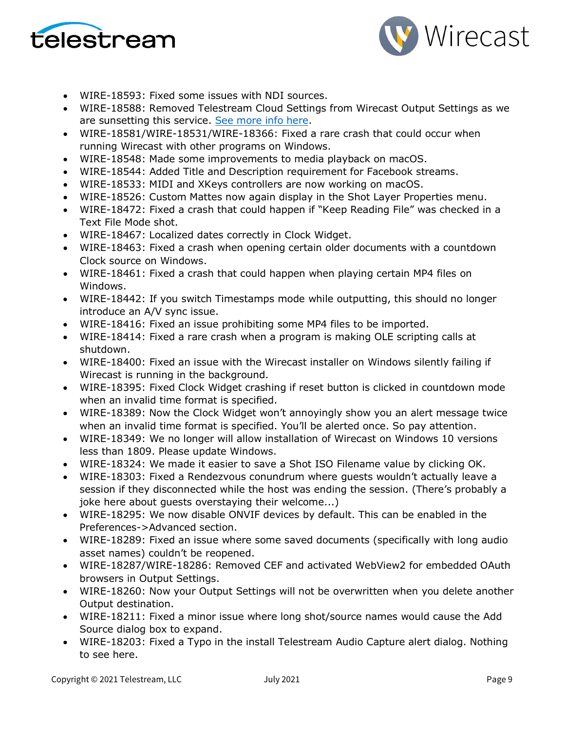- WIRE-18593: Fixed some issues with NDI sources.
- WIRE-18588: Removed Telestream Cloud Settings from Wirecast Output Settings as we are sunsetting this service. [See more info here](#).
- WIRE-18581/WIRE-18531/WIRE-18366: Fixed a rare crash that could occur when running Wirecast with other programs on Windows.
- WIRE-18548: Made some improvements to media playback on macOS.
- WIRE-18544: Added Title and Description requirement for Facebook streams.
- WIRE-18533: MIDI and XKeys controllers are now working on macOS.
- WIRE-18526: Custom Mattes now again display in the Shot Layer Properties menu.
- WIRE-18472: Fixed a crash that could happen if "Keep Reading File" was checked in a Text File Mode shot.
- WIRE-18467: Localized dates correctly in Clock Widget.
- WIRE-18463: Fixed a crash when opening certain older documents with a countdown Clock source on Windows.
- WIRE-18461: Fixed a crash that could happen when playing certain MP4 files on Windows.
- WIRE-18442: If you switch Timestamps mode while outputting, this should no longer introduce an A/V sync issue.
- WIRE-18416: Fixed an issue prohibiting some MP4 files to be imported.
- WIRE-18414: Fixed a rare crash when a program is making OLE scripting calls at shutdown.
- WIRE-18400: Fixed an issue with the Wirecast installer on Windows silently failing if Wirecast is running in the background.
- WIRE-18395: Fixed Clock Widget crashing if reset button is clicked in countdown mode when an invalid time format is specified.
- WIRE-18389: Now the Clock Widget won't annoyingly show you an alert message twice when an invalid time format is specified. You'll be alerted once. So pay attention.
- WIRE-18349: We no longer will allow installation of Wirecast on Windows 10 versions less than 1809. Please update Windows.
- WIRE-18324: We made it easier to save a Shot ISO Filename value by clicking OK.
- WIRE-18303: Fixed a Rendezvous conundrum where guests wouldn't actually leave a session if they disconnected while the host was ending the session. (There's probably a joke here about guests overstaying their welcome...)
- WIRE-18295: We now disable ONVIF devices by default. This can be enabled in the Preferences->Advanced section.
- WIRE-18289: Fixed an issue where some saved documents (specifically with long audio asset names) couldn't be reopened.
- WIRE-18287/WIRE-18286: Removed CEF and activated WebView2 for embedded OAuth browsers in Output Settings.
- WIRE-18260: Now your Output Settings will not be overwritten when you delete another Output destination.
- WIRE-18211: Fixed a minor issue where long shot/source names would cause the Add Source dialog box to expand.
- WIRE-18203: Fixed a Typo in the install Telestream Audio Capture alert dialog. Nothing to see here.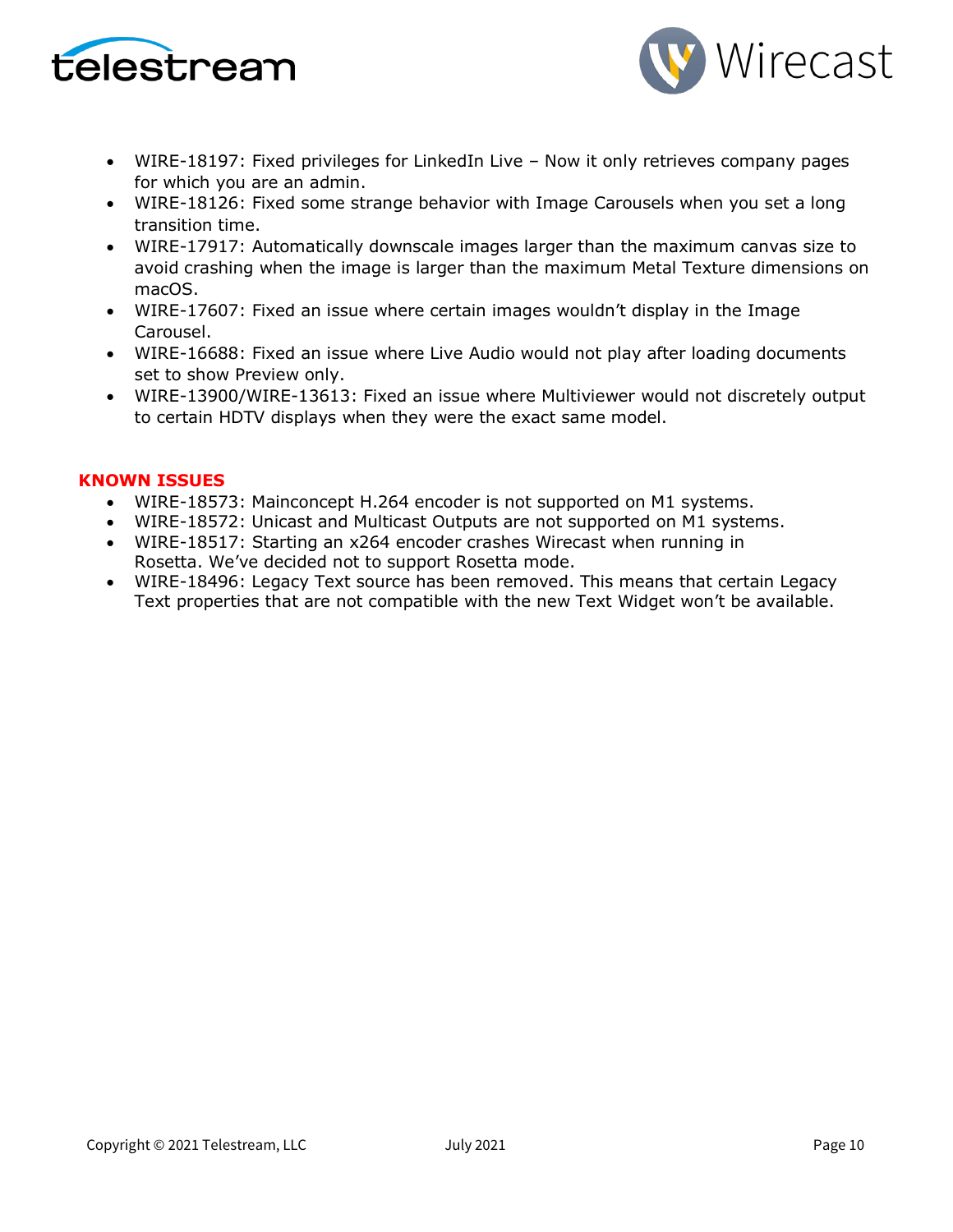- WIRE-18197: Fixed privileges for LinkedIn Live – Now it only retrieves company pages for which you are an admin.
- WIRE-18126: Fixed some strange behavior with Image Carousels when you set a long transition time.
- WIRE-17917: Automatically downscale images larger than the maximum canvas size to avoid crashing when the image is larger than the maximum Metal Texture dimensions on macOS.
- WIRE-17607: Fixed an issue where certain images wouldn't display in the Image Carousel.
- WIRE-16688: Fixed an issue where Live Audio would not play after loading documents set to show Preview only.
- WIRE-13900/WIRE-13613: Fixed an issue where Multiviewer would not discretely output to certain HDTV displays when they were the exact same model.

**KNOWN ISSUES**

- WIRE-18573: Mainconcept H.264 encoder is not supported on M1 systems.
- WIRE-18572: Unicast and Multicast Outputs are not supported on M1 systems.
- WIRE-18517: Starting an x264 encoder crashes Wirecast when running in Rosetta. We've decided not to support Rosetta mode.
- WIRE-18496: Legacy Text source has been removed. This means that certain Legacy Text properties that are not compatible with the new Text Widget won't be available.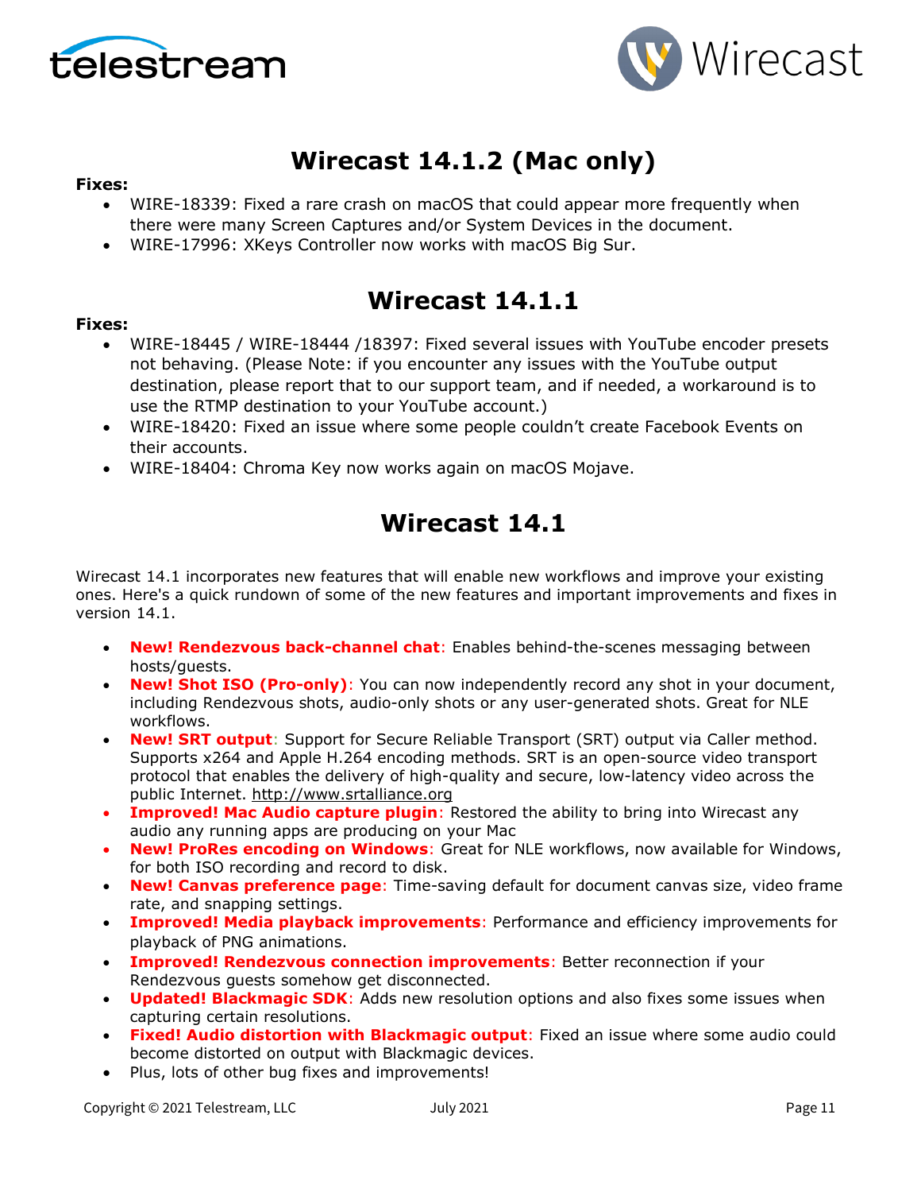# Wirecast 14.1.2 (Mac only)

**Fixes:**

- WIRE-18339: Fixed a rare crash on macOS that could appear more frequently when there were many Screen Captures and/or System Devices in the document.
- WIRE-17996: XKeys Controller now works with macOS Big Sur.

# Wirecast 14.1.1

**Fixes:**

- WIRE-18445 / WIRE-18444 /18397: Fixed several issues with YouTube encoder presets not behaving. (Please Note: if you encounter any issues with the YouTube output destination, please report that to our support team, and if needed, a workaround is to use the RTMP destination to your YouTube account.)
- WIRE-18420: Fixed an issue where some people couldn't create Facebook Events on their accounts.
- WIRE-18404: Chroma Key now works again on macOS Mojave.

# Wirecast 14.1

Wirecast 14.1 incorporates new features that will enable new workflows and improve your existing ones. Here's a quick rundown of some of the new features and important improvements and fixes in version 14.1.

- **New! Rendezvous back-channel chat**: Enables behind-the-scenes messaging between hosts/guests.
- **New! Shot ISO (Pro-only)**: You can now independently record any shot in your document, including Rendezvous shots, audio-only shots or any user-generated shots. Great for NLE workflows.
- **New! SRT output**: Support for Secure Reliable Transport (SRT) output via Caller method. Supports x264 and Apple H.264 encoding methods. SRT is an open-source video transport protocol that enables the delivery of high-quality and secure, low-latency video across the public Internet. http://www.srtalliance.org
- **Improved! Mac Audio capture plugin**: Restored the ability to bring into Wirecast any audio any running apps are producing on your Mac
- **New! ProRes encoding on Windows**: Great for NLE workflows, now available for Windows, for both ISO recording and record to disk.
- **New! Canvas preference page**: Time-saving default for document canvas size, video frame rate, and snapping settings.
- **Improved! Media playback improvements**: Performance and efficiency improvements for playback of PNG animations.
- **Improved! Rendezvous connection improvements**: Better reconnection if your Rendezvous guests somehow get disconnected.
- **Updated! Blackmagic SDK**: Adds new resolution options and also fixes some issues when capturing certain resolutions.
- **Fixed! Audio distortion with Blackmagic output**: Fixed an issue where some audio could become distorted on output with Blackmagic devices.
- Plus, lots of other bug fixes and improvements!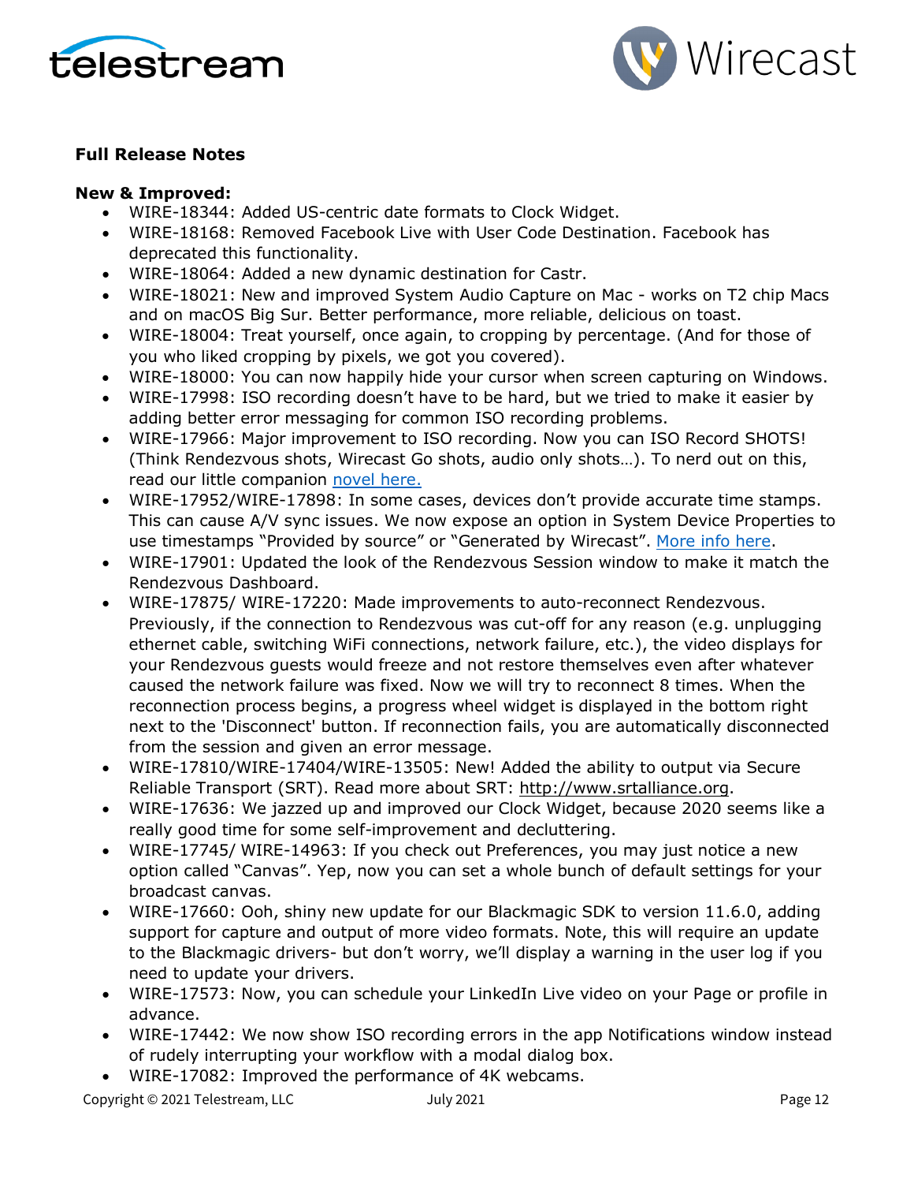**Full Release Notes**

**New & Improved:**

- WIRE-18344: Added US-centric date formats to Clock Widget.
- WIRE-18168: Removed Facebook Live with User Code Destination. Facebook has deprecated this functionality.
- WIRE-18064: Added a new dynamic destination for Castr.
- WIRE-18021: New and improved System Audio Capture on Mac - works on T2 chip Macs and on macOS Big Sur. Better performance, more reliable, delicious on toast.
- WIRE-18004: Treat yourself, once again, to cropping by percentage. (And for those of you who liked cropping by pixels, we got you covered).
- WIRE-18000: You can now happily hide your cursor when screen capturing on Windows.
- WIRE-17998: ISO recording doesn't have to be hard, but we tried to make it easier by adding better error messaging for common ISO recording problems.
- WIRE-17966: Major improvement to ISO recording. Now you can ISO Record SHOTS! (Think Rendezvous shots, Wirecast Go shots, audio only shots…). To nerd out on this, read our little companion novel here.
- WIRE-17952/WIRE-17898: In some cases, devices don't provide accurate time stamps. This can cause A/V sync issues. We now expose an option in System Device Properties to use timestamps "Provided by source" or "Generated by Wirecast". More info here.
- WIRE-17901: Updated the look of the Rendezvous Session window to make it match the Rendezvous Dashboard.
- WIRE-17875/ WIRE-17220: Made improvements to auto-reconnect Rendezvous. Previously, if the connection to Rendezvous was cut-off for any reason (e.g. unplugging ethernet cable, switching WiFi connections, network failure, etc.), the video displays for your Rendezvous guests would freeze and not restore themselves even after whatever caused the network failure was fixed. Now we will try to reconnect 8 times. When the reconnection process begins, a progress wheel widget is displayed in the bottom right next to the 'Disconnect' button. If reconnection fails, you are automatically disconnected from the session and given an error message.
- WIRE-17810/WIRE-17404/WIRE-13505: New! Added the ability to output via Secure Reliable Transport (SRT). Read more about SRT: http://www.srtalliance.org.
- WIRE-17636: We jazzed up and improved our Clock Widget, because 2020 seems like a really good time for some self-improvement and decluttering.
- WIRE-17745/ WIRE-14963: If you check out Preferences, you may just notice a new option called "Canvas". Yep, now you can set a whole bunch of default settings for your broadcast canvas.
- WIRE-17660: Ooh, shiny new update for our Blackmagic SDK to version 11.6.0, adding support for capture and output of more video formats. Note, this will require an update to the Blackmagic drivers- but don't worry, we'll display a warning in the user log if you need to update your drivers.
- WIRE-17573: Now, you can schedule your LinkedIn Live video on your Page or profile in advance.
- WIRE-17442: We now show ISO recording errors in the app Notifications window instead of rudely interrupting your workflow with a modal dialog box.
- WIRE-17082: Improved the performance of 4K webcams.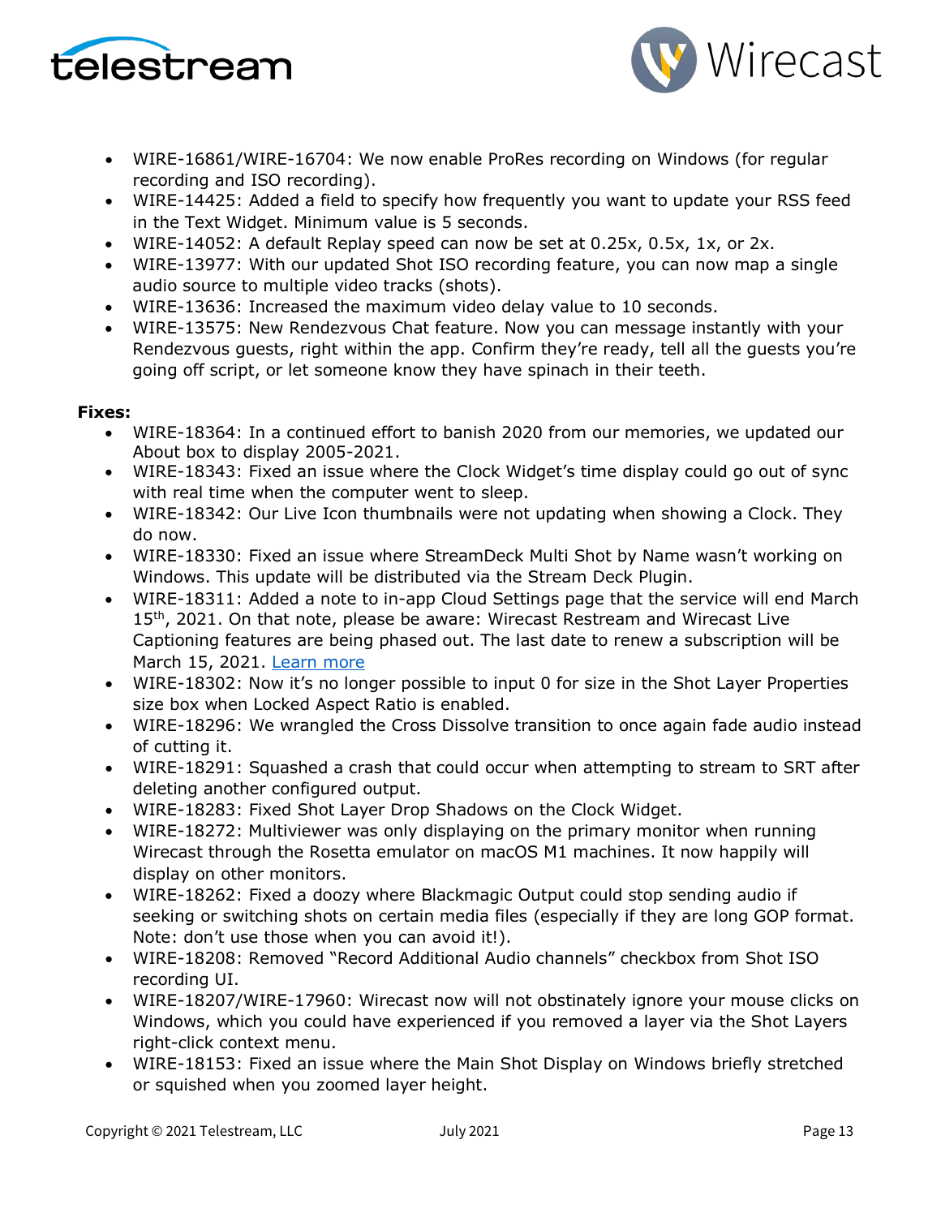- WIRE-16861/WIRE-16704: We now enable ProRes recording on Windows (for regular recording and ISO recording).
- WIRE-14425: Added a field to specify how frequently you want to update your RSS feed in the Text Widget. Minimum value is 5 seconds.
- WIRE-14052: A default Replay speed can now be set at 0.25x, 0.5x, 1x, or 2x.
- WIRE-13977: With our updated Shot ISO recording feature, you can now map a single audio source to multiple video tracks (shots).
- WIRE-13636: Increased the maximum video delay value to 10 seconds.
- WIRE-13575: New Rendezvous Chat feature. Now you can message instantly with your Rendezvous guests, right within the app. Confirm they're ready, tell all the guests you're going off script, or let someone know they have spinach in their teeth.

**Fixes:**

- WIRE-18364: In a continued effort to banish 2020 from our memories, we updated our About box to display 2005-2021.
- WIRE-18343: Fixed an issue where the Clock Widget's time display could go out of sync with real time when the computer went to sleep.
- WIRE-18342: Our Live Icon thumbnails were not updating when showing a Clock. They do now.
- WIRE-18330: Fixed an issue where StreamDeck Multi Shot by Name wasn't working on Windows. This update will be distributed via the Stream Deck Plugin.
- WIRE-18311: Added a note to in-app Cloud Settings page that the service will end March 15th, 2021. On that note, please be aware: Wirecast Restream and Wirecast Live Captioning features are being phased out. The last date to renew a subscription will be March 15, 2021. [Learn more]
- WIRE-18302: Now it's no longer possible to input 0 for size in the Shot Layer Properties size box when Locked Aspect Ratio is enabled.
- WIRE-18296: We wrangled the Cross Dissolve transition to once again fade audio instead of cutting it.
- WIRE-18291: Squashed a crash that could occur when attempting to stream to SRT after deleting another configured output.
- WIRE-18283: Fixed Shot Layer Drop Shadows on the Clock Widget.
- WIRE-18272: Multiviewer was only displaying on the primary monitor when running Wirecast through the Rosetta emulator on macOS M1 machines. It now happily will display on other monitors.
- WIRE-18262: Fixed a doozy where Blackmagic Output could stop sending audio if seeking or switching shots on certain media files (especially if they are long GOP format. Note: don't use those when you can avoid it!).
- WIRE-18208: Removed "Record Additional Audio channels" checkbox from Shot ISO recording UI.
- WIRE-18207/WIRE-17960: Wirecast now will not obstinately ignore your mouse clicks on Windows, which you could have experienced if you removed a layer via the Shot Layers right-click context menu.
- WIRE-18153: Fixed an issue where the Main Shot Display on Windows briefly stretched or squished when you zoomed layer height.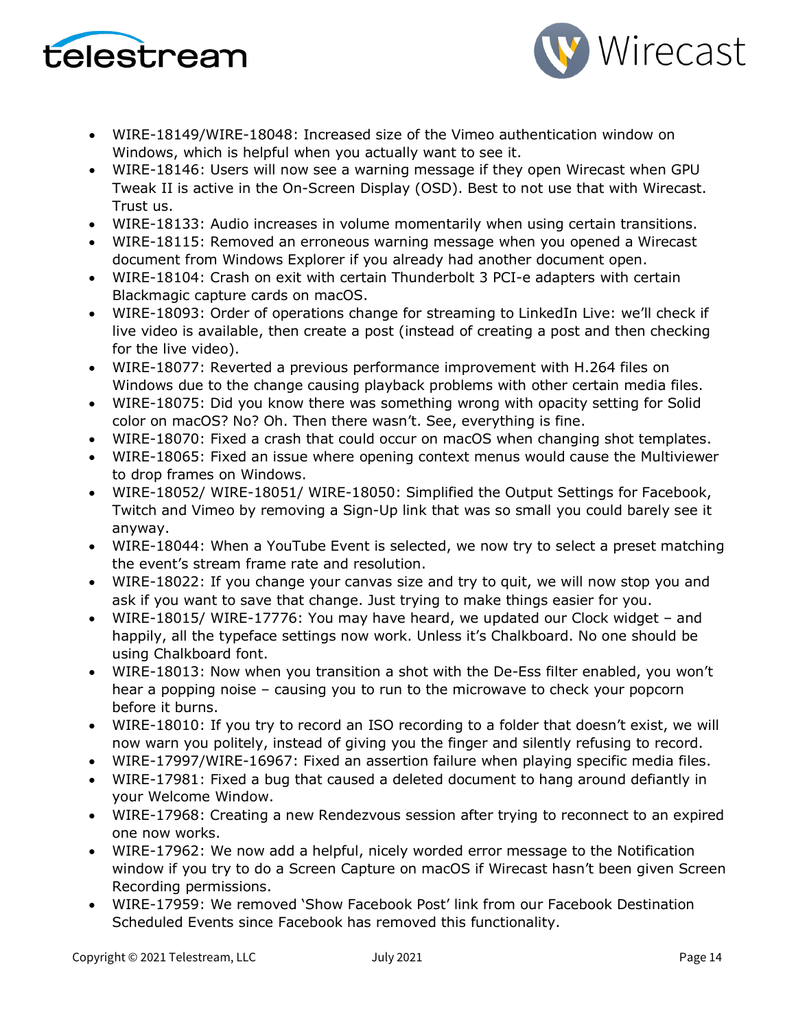- WIRE-18149/WIRE-18048: Increased size of the Vimeo authentication window on Windows, which is helpful when you actually want to see it.
- WIRE-18146: Users will now see a warning message if they open Wirecast when GPU Tweak II is active in the On-Screen Display (OSD). Best to not use that with Wirecast. Trust us.
- WIRE-18133: Audio increases in volume momentarily when using certain transitions.
- WIRE-18115: Removed an erroneous warning message when you opened a Wirecast document from Windows Explorer if you already had another document open.
- WIRE-18104: Crash on exit with certain Thunderbolt 3 PCI-e adapters with certain Blackmagic capture cards on macOS.
- WIRE-18093: Order of operations change for streaming to LinkedIn Live: we'll check if live video is available, then create a post (instead of creating a post and then checking for the live video).
- WIRE-18077: Reverted a previous performance improvement with H.264 files on Windows due to the change causing playback problems with other certain media files.
- WIRE-18075: Did you know there was something wrong with opacity setting for Solid color on macOS? No? Oh. Then there wasn't. See, everything is fine.
- WIRE-18070: Fixed a crash that could occur on macOS when changing shot templates.
- WIRE-18065: Fixed an issue where opening context menus would cause the Multiviewer to drop frames on Windows.
- WIRE-18052/ WIRE-18051/ WIRE-18050: Simplified the Output Settings for Facebook, Twitch and Vimeo by removing a Sign-Up link that was so small you could barely see it anyway.
- WIRE-18044: When a YouTube Event is selected, we now try to select a preset matching the event's stream frame rate and resolution.
- WIRE-18022: If you change your canvas size and try to quit, we will now stop you and ask if you want to save that change. Just trying to make things easier for you.
- WIRE-18015/ WIRE-17776: You may have heard, we updated our Clock widget – and happily, all the typeface settings now work. Unless it's Chalkboard. No one should be using Chalkboard font.
- WIRE-18013: Now when you transition a shot with the De-Ess filter enabled, you won't hear a popping noise – causing you to run to the microwave to check your popcorn before it burns.
- WIRE-18010: If you try to record an ISO recording to a folder that doesn't exist, we will now warn you politely, instead of giving you the finger and silently refusing to record.
- WIRE-17997/WIRE-16967: Fixed an assertion failure when playing specific media files.
- WIRE-17981: Fixed a bug that caused a deleted document to hang around defiantly in your Welcome Window.
- WIRE-17968: Creating a new Rendezvous session after trying to reconnect to an expired one now works.
- WIRE-17962: We now add a helpful, nicely worded error message to the Notification window if you try to do a Screen Capture on macOS if Wirecast hasn't been given Screen Recording permissions.
- WIRE-17959: We removed 'Show Facebook Post' link from our Facebook Destination Scheduled Events since Facebook has removed this functionality.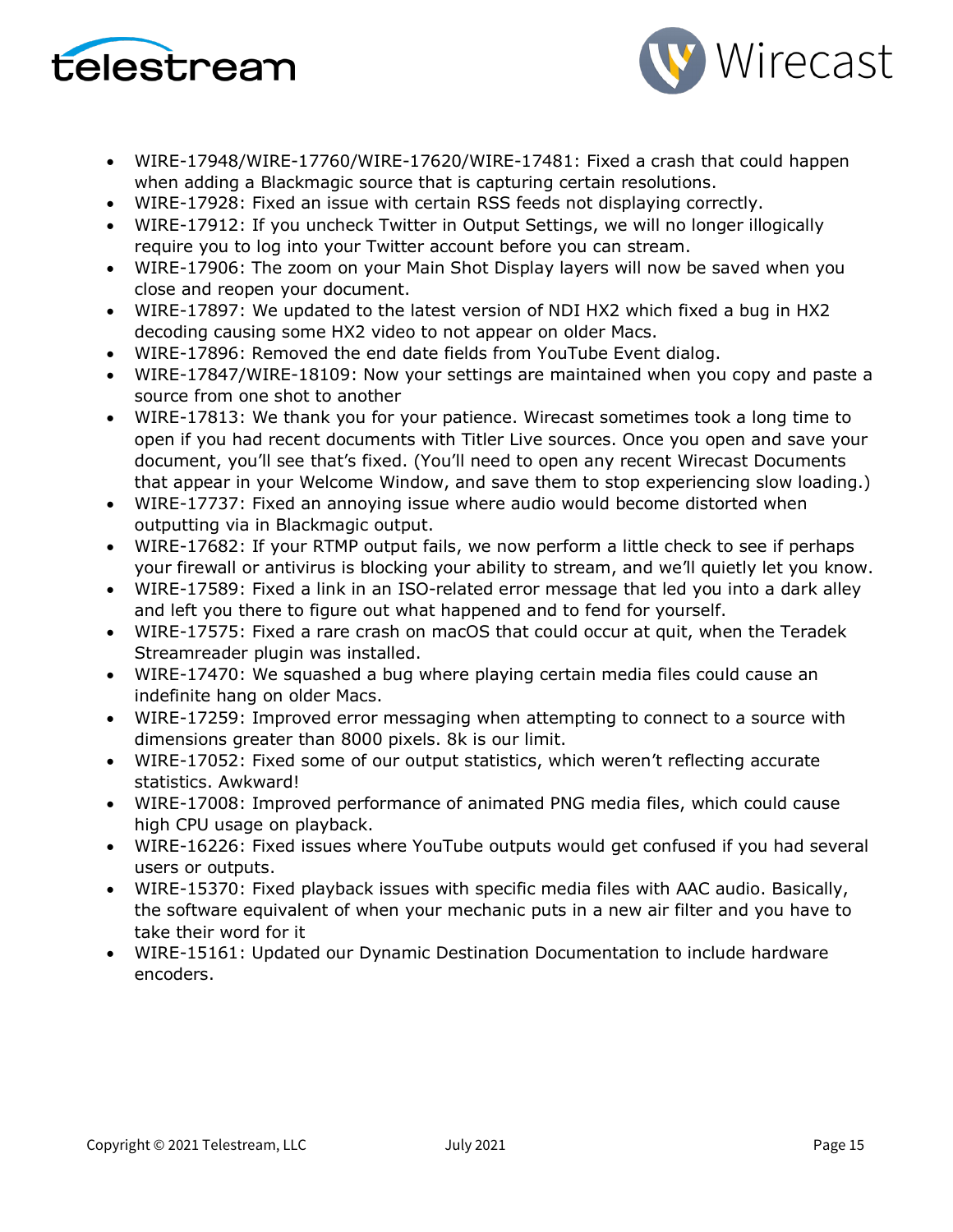- WIRE-17948/WIRE-17760/WIRE-17620/WIRE-17481: Fixed a crash that could happen when adding a Blackmagic source that is capturing certain resolutions.
- WIRE-17928: Fixed an issue with certain RSS feeds not displaying correctly.
- WIRE-17912: If you uncheck Twitter in Output Settings, we will no longer illogically require you to log into your Twitter account before you can stream.
- WIRE-17906: The zoom on your Main Shot Display layers will now be saved when you close and reopen your document.
- WIRE-17897: We updated to the latest version of NDI HX2 which fixed a bug in HX2 decoding causing some HX2 video to not appear on older Macs.
- WIRE-17896: Removed the end date fields from YouTube Event dialog.
- WIRE-17847/WIRE-18109: Now your settings are maintained when you copy and paste a source from one shot to another
- WIRE-17813: We thank you for your patience. Wirecast sometimes took a long time to open if you had recent documents with Titler Live sources. Once you open and save your document, you'll see that's fixed. (You'll need to open any recent Wirecast Documents that appear in your Welcome Window, and save them to stop experiencing slow loading.)
- WIRE-17737: Fixed an annoying issue where audio would become distorted when outputting via in Blackmagic output.
- WIRE-17682: If your RTMP output fails, we now perform a little check to see if perhaps your firewall or antivirus is blocking your ability to stream, and we'll quietly let you know.
- WIRE-17589: Fixed a link in an ISO-related error message that led you into a dark alley and left you there to figure out what happened and to fend for yourself.
- WIRE-17575: Fixed a rare crash on macOS that could occur at quit, when the Teradek Streamreader plugin was installed.
- WIRE-17470: We squashed a bug where playing certain media files could cause an indefinite hang on older Macs.
- WIRE-17259: Improved error messaging when attempting to connect to a source with dimensions greater than 8000 pixels. 8k is our limit.
- WIRE-17052: Fixed some of our output statistics, which weren't reflecting accurate statistics. Awkward!
- WIRE-17008: Improved performance of animated PNG media files, which could cause high CPU usage on playback.
- WIRE-16226: Fixed issues where YouTube outputs would get confused if you had several users or outputs.
- WIRE-15370: Fixed playback issues with specific media files with AAC audio. Basically, the software equivalent of when your mechanic puts in a new air filter and you have to take their word for it
- WIRE-15161: Updated our Dynamic Destination Documentation to include hardware encoders.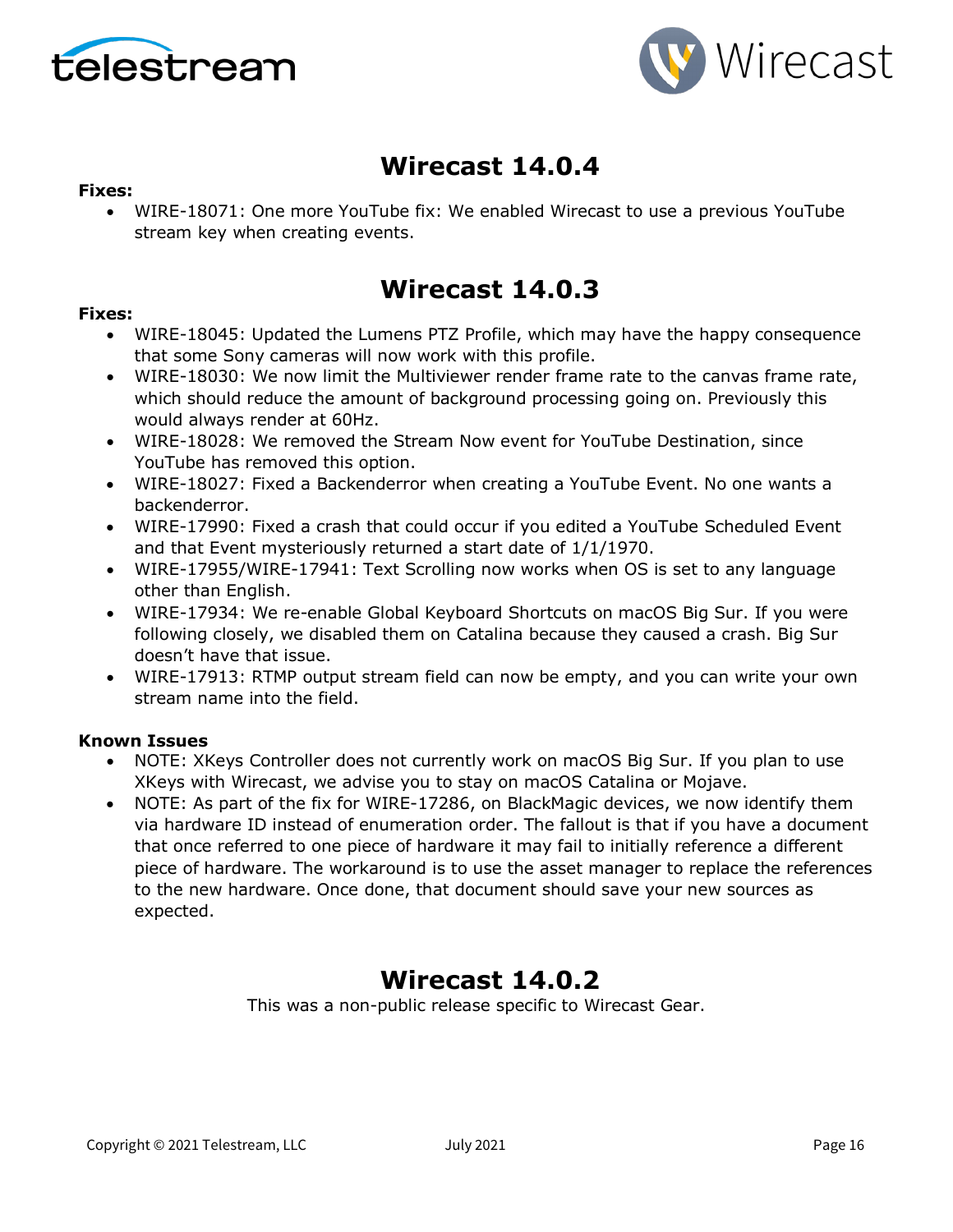# Wirecast 14.0.4

**Fixes:**

- WIRE-18071: One more YouTube fix: We enabled Wirecast to use a previous YouTube stream key when creating events.

# Wirecast 14.0.3

**Fixes:**

- WIRE-18045: Updated the Lumens PTZ Profile, which may have the happy consequence that some Sony cameras will now work with this profile.
- WIRE-18030: We now limit the Multiviewer render frame rate to the canvas frame rate, which should reduce the amount of background processing going on. Previously this would always render at 60Hz.
- WIRE-18028: We removed the Stream Now event for YouTube Destination, since YouTube has removed this option.
- WIRE-18027: Fixed a Backenderror when creating a YouTube Event. No one wants a backenderror.
- WIRE-17990: Fixed a crash that could occur if you edited a YouTube Scheduled Event and that Event mysteriously returned a start date of 1/1/1970.
- WIRE-17955/WIRE-17941: Text Scrolling now works when OS is set to any language other than English.
- WIRE-17934: We re-enable Global Keyboard Shortcuts on macOS Big Sur. If you were following closely, we disabled them on Catalina because they caused a crash. Big Sur doesn't have that issue.
- WIRE-17913: RTMP output stream field can now be empty, and you can write your own stream name into the field.

**Known Issues**

- NOTE: XKeys Controller does not currently work on macOS Big Sur. If you plan to use XKeys with Wirecast, we advise you to stay on macOS Catalina or Mojave.
- NOTE: As part of the fix for WIRE-17286, on BlackMagic devices, we now identify them via hardware ID instead of enumeration order. The fallout is that if you have a document that once referred to one piece of hardware it may fail to initially reference a different piece of hardware. The workaround is to use the asset manager to replace the references to the new hardware. Once done, that document should save your new sources as expected.

# Wirecast 14.0.2

This was a non-public release specific to Wirecast Gear.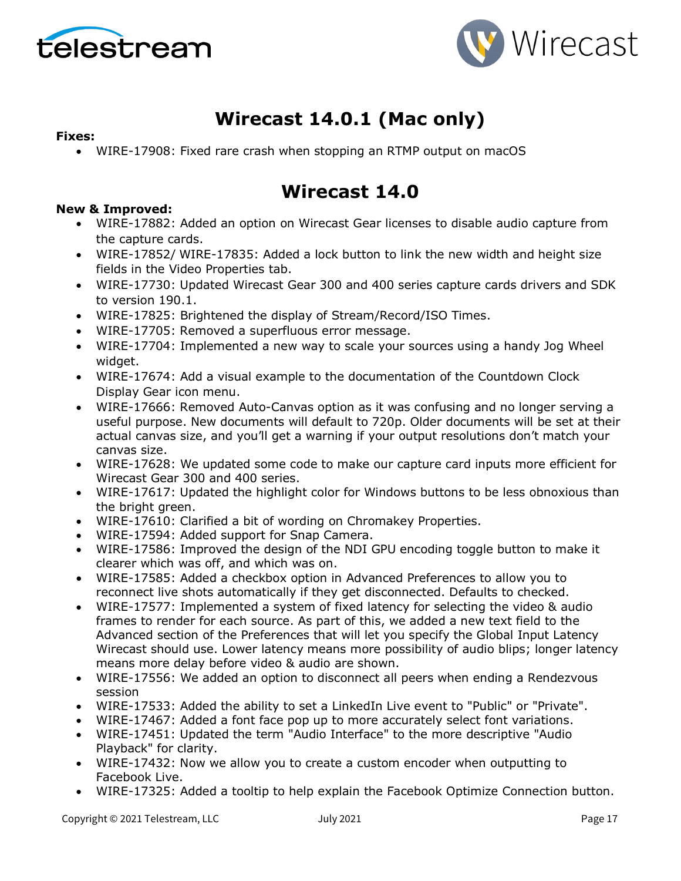# Wirecast 14.0.1 (Mac only)

**Fixes:**

- WIRE-17908: Fixed rare crash when stopping an RTMP output on macOS

# Wirecast 14.0

**New & Improved:**

- WIRE-17882: Added an option on Wirecast Gear licenses to disable audio capture from the capture cards.
- WIRE-17852/ WIRE-17835: Added a lock button to link the new width and height size fields in the Video Properties tab.
- WIRE-17730: Updated Wirecast Gear 300 and 400 series capture cards drivers and SDK to version 190.1.
- WIRE-17825: Brightened the display of Stream/Record/ISO Times.
- WIRE-17705: Removed a superfluous error message.
- WIRE-17704: Implemented a new way to scale your sources using a handy Jog Wheel widget.
- WIRE-17674: Add a visual example to the documentation of the Countdown Clock Display Gear icon menu.
- WIRE-17666: Removed Auto-Canvas option as it was confusing and no longer serving a useful purpose. New documents will default to 720p. Older documents will be set at their actual canvas size, and you'll get a warning if your output resolutions don't match your canvas size.
- WIRE-17628: We updated some code to make our capture card inputs more efficient for Wirecast Gear 300 and 400 series.
- WIRE-17617: Updated the highlight color for Windows buttons to be less obnoxious than the bright green.
- WIRE-17610: Clarified a bit of wording on Chromakey Properties.
- WIRE-17594: Added support for Snap Camera.
- WIRE-17586: Improved the design of the NDI GPU encoding toggle button to make it clearer which was off, and which was on.
- WIRE-17585: Added a checkbox option in Advanced Preferences to allow you to reconnect live shots automatically if they get disconnected. Defaults to checked.
- WIRE-17577: Implemented a system of fixed latency for selecting the video & audio frames to render for each source. As part of this, we added a new text field to the Advanced section of the Preferences that will let you specify the Global Input Latency Wirecast should use. Lower latency means more possibility of audio blips; longer latency means more delay before video & audio are shown.
- WIRE-17556: We added an option to disconnect all peers when ending a Rendezvous session
- WIRE-17533: Added the ability to set a LinkedIn Live event to "Public" or "Private".
- WIRE-17467: Added a font face pop up to more accurately select font variations.
- WIRE-17451: Updated the term "Audio Interface" to the more descriptive "Audio Playback" for clarity.
- WIRE-17432: Now we allow you to create a custom encoder when outputting to Facebook Live.
- WIRE-17325: Added a tooltip to help explain the Facebook Optimize Connection button.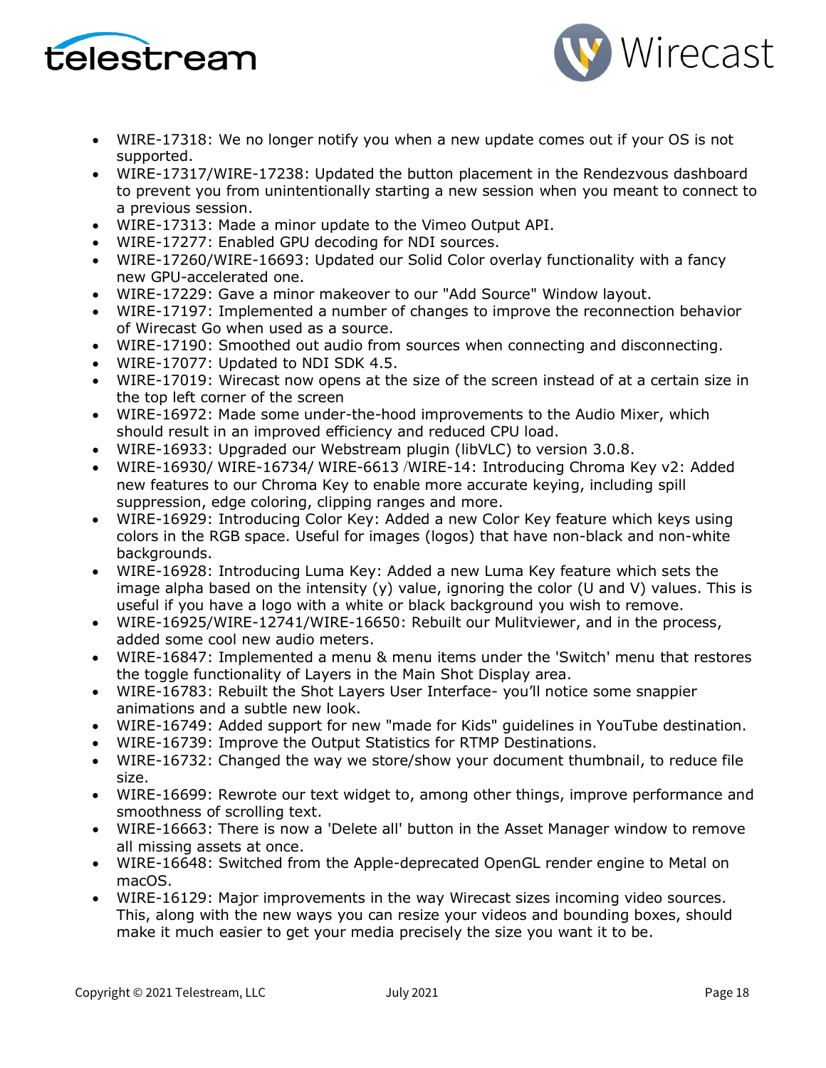- WIRE-17318: We no longer notify you when a new update comes out if your OS is not supported.
- WIRE-17317/WIRE-17238: Updated the button placement in the Rendezvous dashboard to prevent you from unintentionally starting a new session when you meant to connect to a previous session.
- WIRE-17313: Made a minor update to the Vimeo Output API.
- WIRE-17277: Enabled GPU decoding for NDI sources.
- WIRE-17260/WIRE-16693: Updated our Solid Color overlay functionality with a fancy new GPU-accelerated one.
- WIRE-17229: Gave a minor makeover to our "Add Source" Window layout.
- WIRE-17197: Implemented a number of changes to improve the reconnection behavior of Wirecast Go when used as a source.
- WIRE-17190: Smoothed out audio from sources when connecting and disconnecting.
- WIRE-17077: Updated to NDI SDK 4.5.
- WIRE-17019: Wirecast now opens at the size of the screen instead of at a certain size in the top left corner of the screen
- WIRE-16972: Made some under-the-hood improvements to the Audio Mixer, which should result in an improved efficiency and reduced CPU load.
- WIRE-16933: Upgraded our Webstream plugin (libVLC) to version 3.0.8.
- WIRE-16930/ WIRE-16734/ WIRE-6613 /WIRE-14: Introducing Chroma Key v2: Added new features to our Chroma Key to enable more accurate keying, including spill suppression, edge coloring, clipping ranges and more.
- WIRE-16929: Introducing Color Key: Added a new Color Key feature which keys using colors in the RGB space. Useful for images (logos) that have non-black and non-white backgrounds.
- WIRE-16928: Introducing Luma Key: Added a new Luma Key feature which sets the image alpha based on the intensity (y) value, ignoring the color (U and V) values. This is useful if you have a logo with a white or black background you wish to remove.
- WIRE-16925/WIRE-12741/WIRE-16650: Rebuilt our Mulitviewer, and in the process, added some cool new audio meters.
- WIRE-16847: Implemented a menu & menu items under the 'Switch' menu that restores the toggle functionality of Layers in the Main Shot Display area.
- WIRE-16783: Rebuilt the Shot Layers User Interface- you'll notice some snappier animations and a subtle new look.
- WIRE-16749: Added support for new "made for Kids" guidelines in YouTube destination.
- WIRE-16739: Improve the Output Statistics for RTMP Destinations.
- WIRE-16732: Changed the way we store/show your document thumbnail, to reduce file size.
- WIRE-16699: Rewrote our text widget to, among other things, improve performance and smoothness of scrolling text.
- WIRE-16663: There is now a 'Delete all' button in the Asset Manager window to remove all missing assets at once.
- WIRE-16648: Switched from the Apple-deprecated OpenGL render engine to Metal on macOS.
- WIRE-16129: Major improvements in the way Wirecast sizes incoming video sources. This, along with the new ways you can resize your videos and bounding boxes, should make it much easier to get your media precisely the size you want it to be.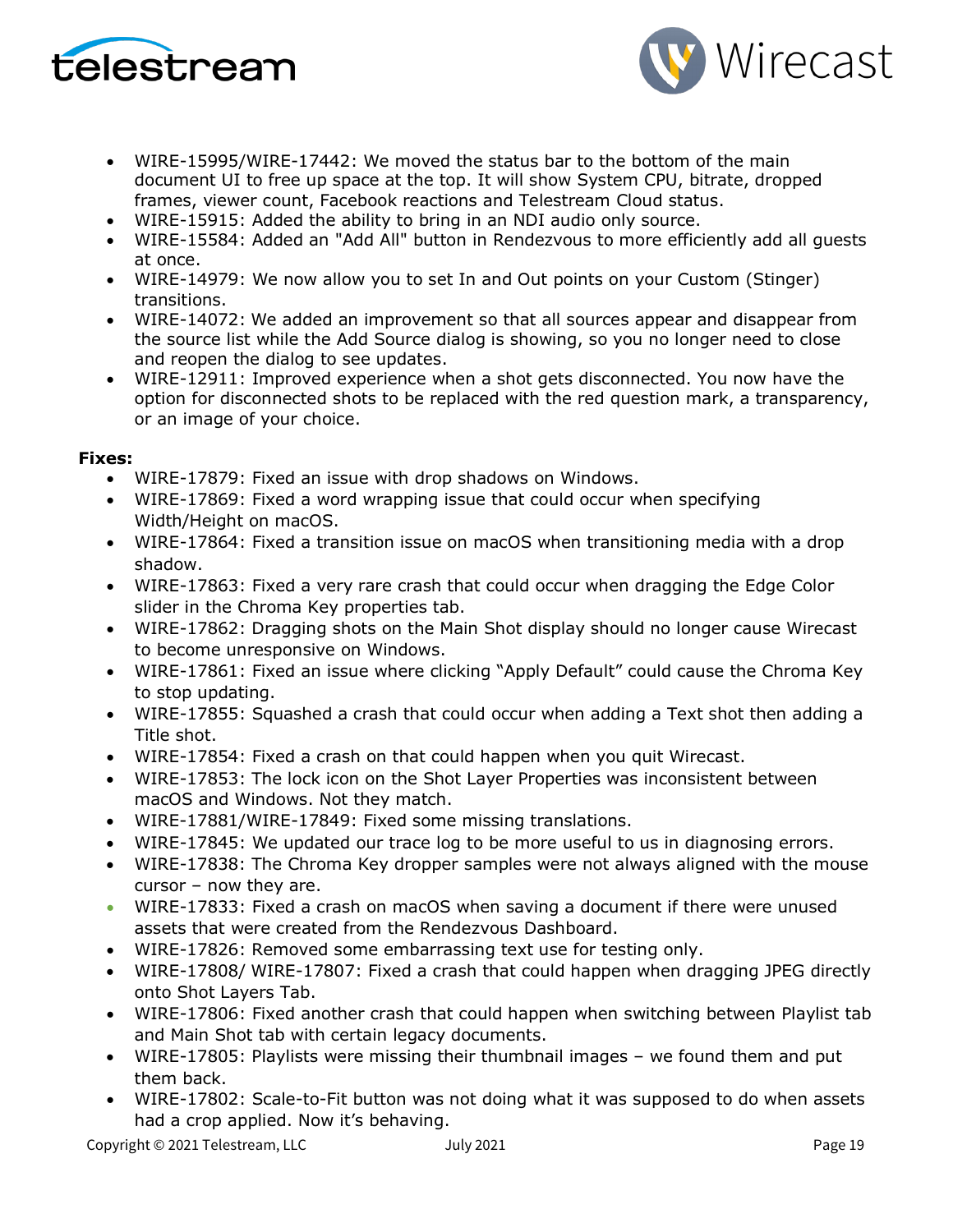- WIRE-15995/WIRE-17442: We moved the status bar to the bottom of the main document UI to free up space at the top. It will show System CPU, bitrate, dropped frames, viewer count, Facebook reactions and Telestream Cloud status.
- WIRE-15915: Added the ability to bring in an NDI audio only source.
- WIRE-15584: Added an "Add All" button in Rendezvous to more efficiently add all guests at once.
- WIRE-14979: We now allow you to set In and Out points on your Custom (Stinger) transitions.
- WIRE-14072: We added an improvement so that all sources appear and disappear from the source list while the Add Source dialog is showing, so you no longer need to close and reopen the dialog to see updates.
- WIRE-12911: Improved experience when a shot gets disconnected. You now have the option for disconnected shots to be replaced with the red question mark, a transparency, or an image of your choice.

**Fixes:**

- WIRE-17879: Fixed an issue with drop shadows on Windows.
- WIRE-17869: Fixed a word wrapping issue that could occur when specifying Width/Height on macOS.
- WIRE-17864: Fixed a transition issue on macOS when transitioning media with a drop shadow.
- WIRE-17863: Fixed a very rare crash that could occur when dragging the Edge Color slider in the Chroma Key properties tab.
- WIRE-17862: Dragging shots on the Main Shot display should no longer cause Wirecast to become unresponsive on Windows.
- WIRE-17861: Fixed an issue where clicking "Apply Default" could cause the Chroma Key to stop updating.
- WIRE-17855: Squashed a crash that could occur when adding a Text shot then adding a Title shot.
- WIRE-17854: Fixed a crash on that could happen when you quit Wirecast.
- WIRE-17853: The lock icon on the Shot Layer Properties was inconsistent between macOS and Windows. Not they match.
- WIRE-17881/WIRE-17849: Fixed some missing translations.
- WIRE-17845: We updated our trace log to be more useful to us in diagnosing errors.
- WIRE-17838: The Chroma Key dropper samples were not always aligned with the mouse cursor – now they are.
- WIRE-17833: Fixed a crash on macOS when saving a document if there were unused assets that were created from the Rendezvous Dashboard.
- WIRE-17826: Removed some embarrassing text use for testing only.
- WIRE-17808/ WIRE-17807: Fixed a crash that could happen when dragging JPEG directly onto Shot Layers Tab.
- WIRE-17806: Fixed another crash that could happen when switching between Playlist tab and Main Shot tab with certain legacy documents.
- WIRE-17805: Playlists were missing their thumbnail images – we found them and put them back.
- WIRE-17802: Scale-to-Fit button was not doing what it was supposed to do when assets had a crop applied. Now it's behaving.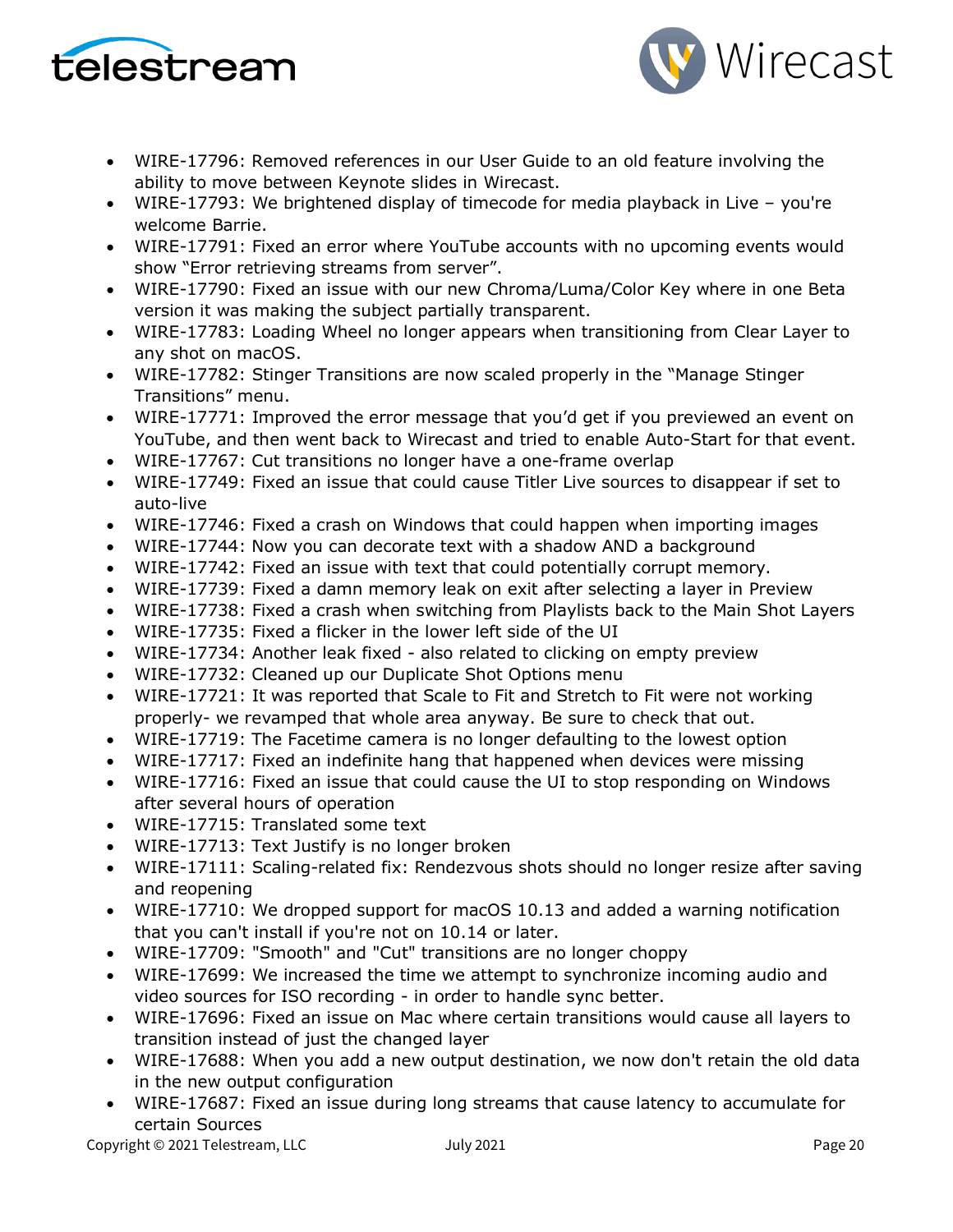- WIRE-17796: Removed references in our User Guide to an old feature involving the ability to move between Keynote slides in Wirecast.
- WIRE-17793: We brightened display of timecode for media playback in Live – you're welcome Barrie.
- WIRE-17791: Fixed an error where YouTube accounts with no upcoming events would show "Error retrieving streams from server".
- WIRE-17790: Fixed an issue with our new Chroma/Luma/Color Key where in one Beta version it was making the subject partially transparent.
- WIRE-17783: Loading Wheel no longer appears when transitioning from Clear Layer to any shot on macOS.
- WIRE-17782: Stinger Transitions are now scaled properly in the "Manage Stinger Transitions" menu.
- WIRE-17771: Improved the error message that you'd get if you previewed an event on YouTube, and then went back to Wirecast and tried to enable Auto-Start for that event.
- WIRE-17767: Cut transitions no longer have a one-frame overlap
- WIRE-17749: Fixed an issue that could cause Titler Live sources to disappear if set to auto-live
- WIRE-17746: Fixed a crash on Windows that could happen when importing images
- WIRE-17744: Now you can decorate text with a shadow AND a background
- WIRE-17742: Fixed an issue with text that could potentially corrupt memory.
- WIRE-17739: Fixed a damn memory leak on exit after selecting a layer in Preview
- WIRE-17738: Fixed a crash when switching from Playlists back to the Main Shot Layers
- WIRE-17735: Fixed a flicker in the lower left side of the UI
- WIRE-17734: Another leak fixed - also related to clicking on empty preview
- WIRE-17732: Cleaned up our Duplicate Shot Options menu
- WIRE-17721: It was reported that Scale to Fit and Stretch to Fit were not working properly- we revamped that whole area anyway. Be sure to check that out.
- WIRE-17719: The Facetime camera is no longer defaulting to the lowest option
- WIRE-17717: Fixed an indefinite hang that happened when devices were missing
- WIRE-17716: Fixed an issue that could cause the UI to stop responding on Windows after several hours of operation
- WIRE-17715: Translated some text
- WIRE-17713: Text Justify is no longer broken
- WIRE-17111: Scaling-related fix: Rendezvous shots should no longer resize after saving and reopening
- WIRE-17710: We dropped support for macOS 10.13 and added a warning notification that you can't install if you're not on 10.14 or later.
- WIRE-17709: "Smooth" and "Cut" transitions are no longer choppy
- WIRE-17699: We increased the time we attempt to synchronize incoming audio and video sources for ISO recording - in order to handle sync better.
- WIRE-17696: Fixed an issue on Mac where certain transitions would cause all layers to transition instead of just the changed layer
- WIRE-17688: When you add a new output destination, we now don't retain the old data in the new output configuration
- WIRE-17687: Fixed an issue during long streams that cause latency to accumulate for certain Sources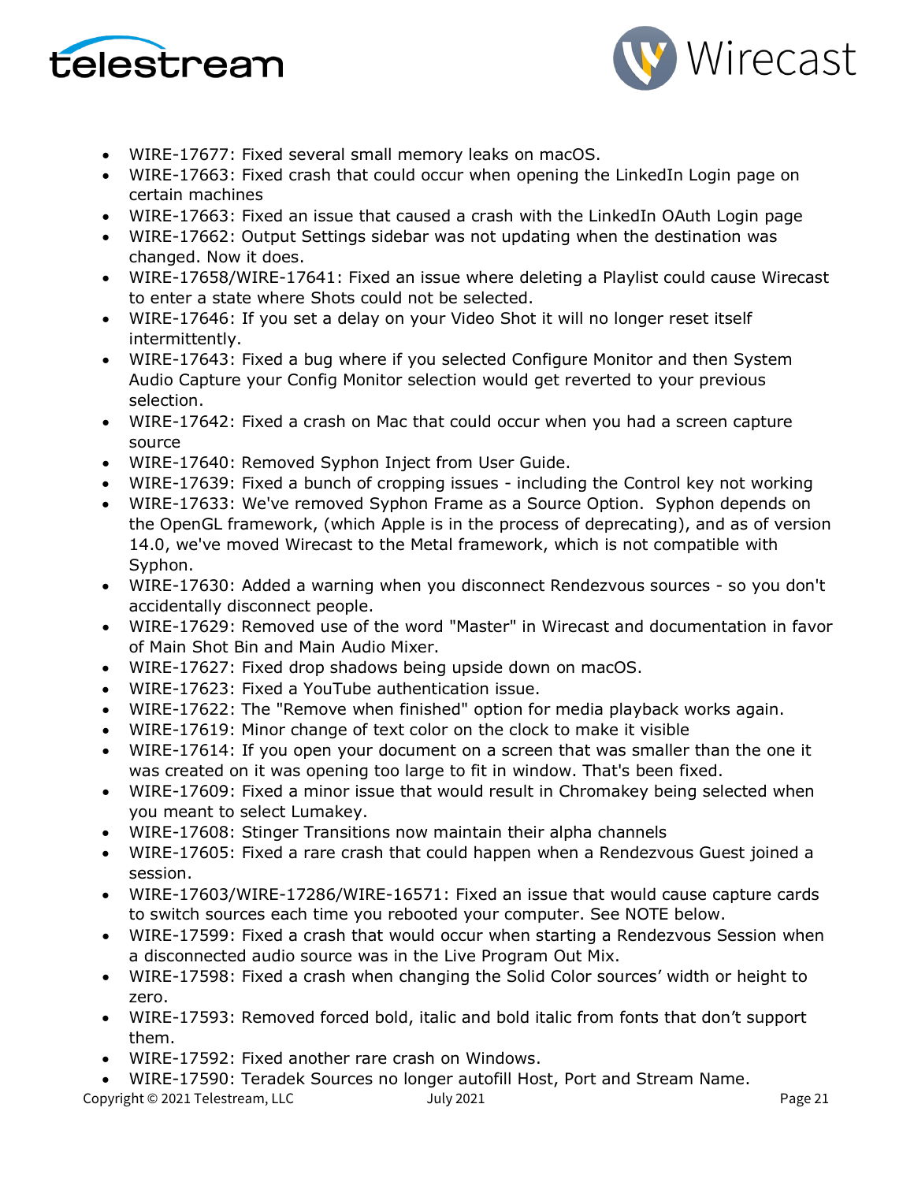- WIRE-17677: Fixed several small memory leaks on macOS.
- WIRE-17663: Fixed crash that could occur when opening the LinkedIn Login page on certain machines
- WIRE-17663: Fixed an issue that caused a crash with the LinkedIn OAuth Login page
- WIRE-17662: Output Settings sidebar was not updating when the destination was changed. Now it does.
- WIRE-17658/WIRE-17641: Fixed an issue where deleting a Playlist could cause Wirecast to enter a state where Shots could not be selected.
- WIRE-17646: If you set a delay on your Video Shot it will no longer reset itself intermittently.
- WIRE-17643: Fixed a bug where if you selected Configure Monitor and then System Audio Capture your Config Monitor selection would get reverted to your previous selection.
- WIRE-17642: Fixed a crash on Mac that could occur when you had a screen capture source
- WIRE-17640: Removed Syphon Inject from User Guide.
- WIRE-17639: Fixed a bunch of cropping issues - including the Control key not working
- WIRE-17633: We've removed Syphon Frame as a Source Option. Syphon depends on the OpenGL framework, (which Apple is in the process of deprecating), and as of version 14.0, we've moved Wirecast to the Metal framework, which is not compatible with Syphon.
- WIRE-17630: Added a warning when you disconnect Rendezvous sources - so you don't accidentally disconnect people.
- WIRE-17629: Removed use of the word "Master" in Wirecast and documentation in favor of Main Shot Bin and Main Audio Mixer.
- WIRE-17627: Fixed drop shadows being upside down on macOS.
- WIRE-17623: Fixed a YouTube authentication issue.
- WIRE-17622: The "Remove when finished" option for media playback works again.
- WIRE-17619: Minor change of text color on the clock to make it visible
- WIRE-17614: If you open your document on a screen that was smaller than the one it was created on it was opening too large to fit in window. That's been fixed.
- WIRE-17609: Fixed a minor issue that would result in Chromakey being selected when you meant to select Lumakey.
- WIRE-17608: Stinger Transitions now maintain their alpha channels
- WIRE-17605: Fixed a rare crash that could happen when a Rendezvous Guest joined a session.
- WIRE-17603/WIRE-17286/WIRE-16571: Fixed an issue that would cause capture cards to switch sources each time you rebooted your computer. See NOTE below.
- WIRE-17599: Fixed a crash that would occur when starting a Rendezvous Session when a disconnected audio source was in the Live Program Out Mix.
- WIRE-17598: Fixed a crash when changing the Solid Color sources' width or height to zero.
- WIRE-17593: Removed forced bold, italic and bold italic from fonts that don't support them.
- WIRE-17592: Fixed another rare crash on Windows.
- WIRE-17590: Teradek Sources no longer autofill Host, Port and Stream Name.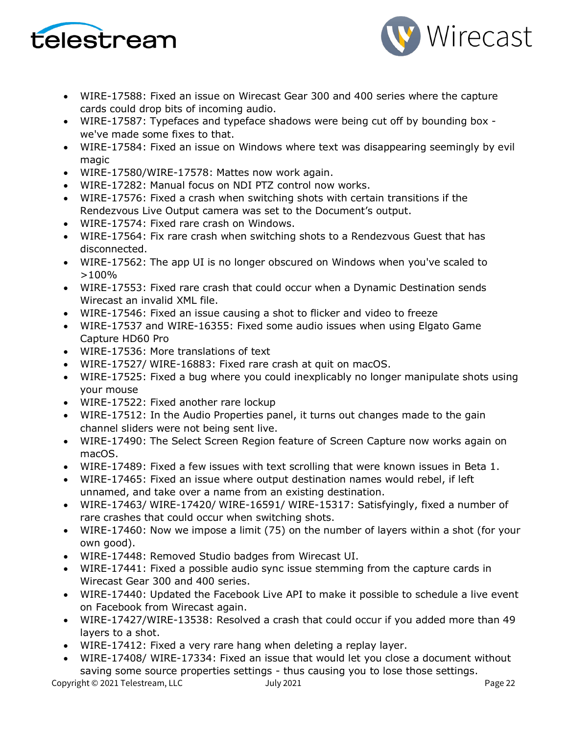- WIRE-17588: Fixed an issue on Wirecast Gear 300 and 400 series where the capture cards could drop bits of incoming audio.
- WIRE-17587: Typefaces and typeface shadows were being cut off by bounding box - we've made some fixes to that.
- WIRE-17584: Fixed an issue on Windows where text was disappearing seemingly by evil magic
- WIRE-17580/WIRE-17578: Mattes now work again.
- WIRE-17282: Manual focus on NDI PTZ control now works.
- WIRE-17576: Fixed a crash when switching shots with certain transitions if the Rendezvous Live Output camera was set to the Document's output.
- WIRE-17574: Fixed rare crash on Windows.
- WIRE-17564: Fix rare crash when switching shots to a Rendezvous Guest that has disconnected.
- WIRE-17562: The app UI is no longer obscured on Windows when you've scaled to >100%
- WIRE-17553: Fixed rare crash that could occur when a Dynamic Destination sends Wirecast an invalid XML file.
- WIRE-17546: Fixed an issue causing a shot to flicker and video to freeze
- WIRE-17537 and WIRE-16355: Fixed some audio issues when using Elgato Game Capture HD60 Pro
- WIRE-17536: More translations of text
- WIRE-17527/ WIRE-16883: Fixed rare crash at quit on macOS.
- WIRE-17525: Fixed a bug where you could inexplicably no longer manipulate shots using your mouse
- WIRE-17522: Fixed another rare lockup
- WIRE-17512: In the Audio Properties panel, it turns out changes made to the gain channel sliders were not being sent live.
- WIRE-17490: The Select Screen Region feature of Screen Capture now works again on macOS.
- WIRE-17489: Fixed a few issues with text scrolling that were known issues in Beta 1.
- WIRE-17465: Fixed an issue where output destination names would rebel, if left unnamed, and take over a name from an existing destination.
- WIRE-17463/ WIRE-17420/ WIRE-16591/ WIRE-15317: Satisfyingly, fixed a number of rare crashes that could occur when switching shots.
- WIRE-17460: Now we impose a limit (75) on the number of layers within a shot (for your own good).
- WIRE-17448: Removed Studio badges from Wirecast UI.
- WIRE-17441: Fixed a possible audio sync issue stemming from the capture cards in Wirecast Gear 300 and 400 series.
- WIRE-17440: Updated the Facebook Live API to make it possible to schedule a live event on Facebook from Wirecast again.
- WIRE-17427/WIRE-13538: Resolved a crash that could occur if you added more than 49 layers to a shot.
- WIRE-17412: Fixed a very rare hang when deleting a replay layer.
- WIRE-17408/ WIRE-17334: Fixed an issue that would let you close a document without saving some source properties settings - thus causing you to lose those settings.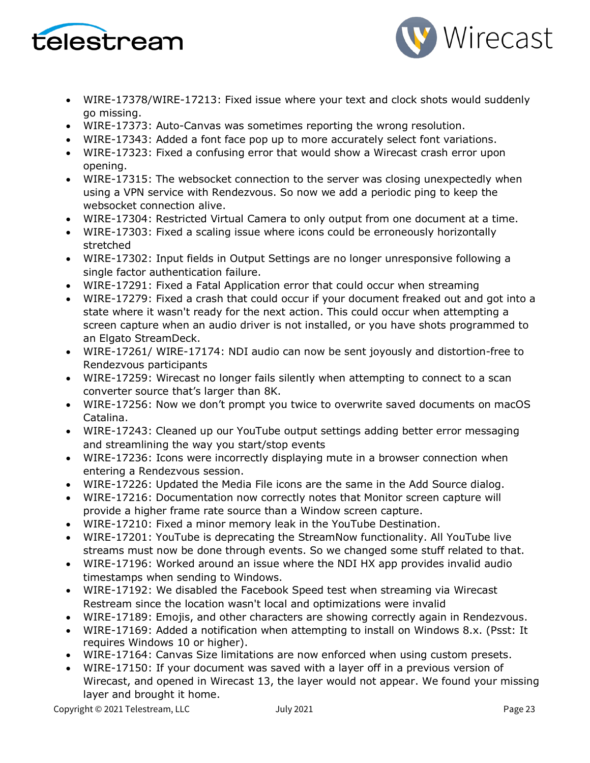- WIRE-17378/WIRE-17213: Fixed issue where your text and clock shots would suddenly go missing.
- WIRE-17373: Auto-Canvas was sometimes reporting the wrong resolution.
- WIRE-17343: Added a font face pop up to more accurately select font variations.
- WIRE-17323: Fixed a confusing error that would show a Wirecast crash error upon opening.
- WIRE-17315: The websocket connection to the server was closing unexpectedly when using a VPN service with Rendezvous. So now we add a periodic ping to keep the websocket connection alive.
- WIRE-17304: Restricted Virtual Camera to only output from one document at a time.
- WIRE-17303: Fixed a scaling issue where icons could be erroneously horizontally stretched
- WIRE-17302: Input fields in Output Settings are no longer unresponsive following a single factor authentication failure.
- WIRE-17291: Fixed a Fatal Application error that could occur when streaming
- WIRE-17279: Fixed a crash that could occur if your document freaked out and got into a state where it wasn't ready for the next action. This could occur when attempting a screen capture when an audio driver is not installed, or you have shots programmed to an Elgato StreamDeck.
- WIRE-17261/ WIRE-17174: NDI audio can now be sent joyously and distortion-free to Rendezvous participants
- WIRE-17259: Wirecast no longer fails silently when attempting to connect to a scan converter source that's larger than 8K.
- WIRE-17256: Now we don't prompt you twice to overwrite saved documents on macOS Catalina.
- WIRE-17243: Cleaned up our YouTube output settings adding better error messaging and streamlining the way you start/stop events
- WIRE-17236: Icons were incorrectly displaying mute in a browser connection when entering a Rendezvous session.
- WIRE-17226: Updated the Media File icons are the same in the Add Source dialog.
- WIRE-17216: Documentation now correctly notes that Monitor screen capture will provide a higher frame rate source than a Window screen capture.
- WIRE-17210: Fixed a minor memory leak in the YouTube Destination.
- WIRE-17201: YouTube is deprecating the StreamNow functionality. All YouTube live streams must now be done through events. So we changed some stuff related to that.
- WIRE-17196: Worked around an issue where the NDI HX app provides invalid audio timestamps when sending to Windows.
- WIRE-17192: We disabled the Facebook Speed test when streaming via Wirecast Restream since the location wasn't local and optimizations were invalid
- WIRE-17189: Emojis, and other characters are showing correctly again in Rendezvous.
- WIRE-17169: Added a notification when attempting to install on Windows 8.x. (Psst: It requires Windows 10 or higher).
- WIRE-17164: Canvas Size limitations are now enforced when using custom presets.
- WIRE-17150: If your document was saved with a layer off in a previous version of Wirecast, and opened in Wirecast 13, the layer would not appear. We found your missing layer and brought it home.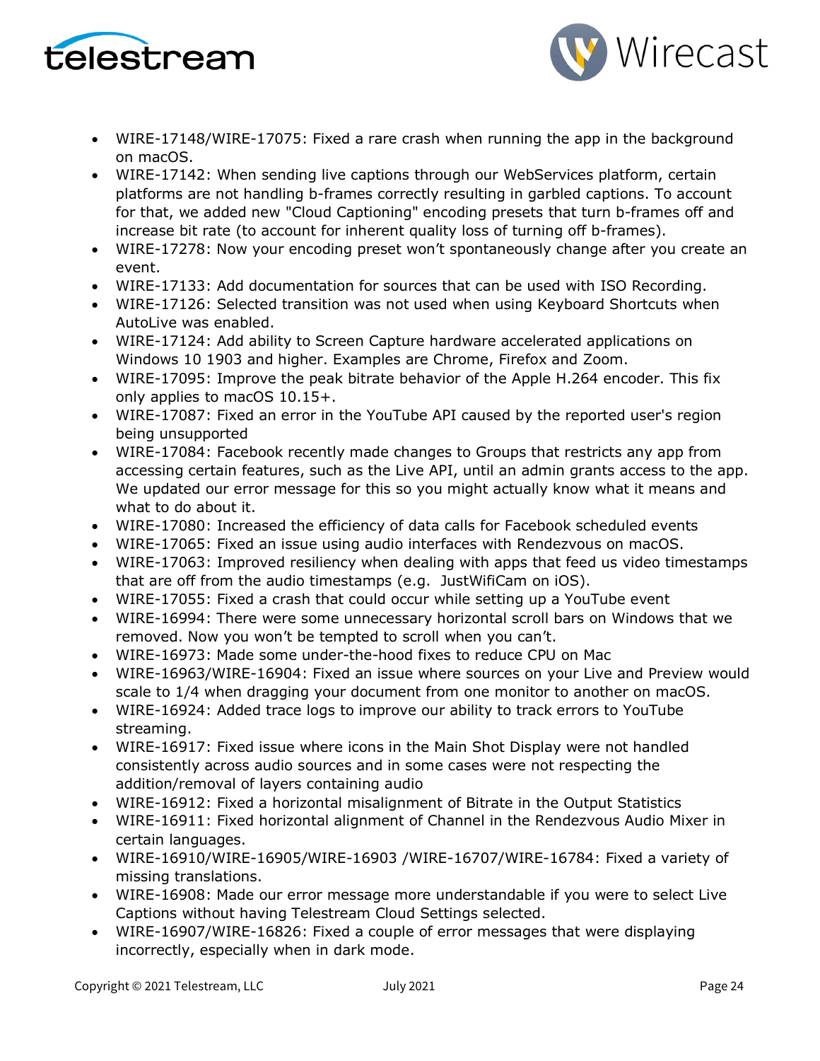- WIRE-17148/WIRE-17075: Fixed a rare crash when running the app in the background on macOS.
- WIRE-17142: When sending live captions through our WebServices platform, certain platforms are not handling b-frames correctly resulting in garbled captions. To account for that, we added new "Cloud Captioning" encoding presets that turn b-frames off and increase bit rate (to account for inherent quality loss of turning off b-frames).
- WIRE-17278: Now your encoding preset won't spontaneously change after you create an event.
- WIRE-17133: Add documentation for sources that can be used with ISO Recording.
- WIRE-17126: Selected transition was not used when using Keyboard Shortcuts when AutoLive was enabled.
- WIRE-17124: Add ability to Screen Capture hardware accelerated applications on Windows 10 1903 and higher. Examples are Chrome, Firefox and Zoom.
- WIRE-17095: Improve the peak bitrate behavior of the Apple H.264 encoder. This fix only applies to macOS 10.15+.
- WIRE-17087: Fixed an error in the YouTube API caused by the reported user's region being unsupported
- WIRE-17084: Facebook recently made changes to Groups that restricts any app from accessing certain features, such as the Live API, until an admin grants access to the app. We updated our error message for this so you might actually know what it means and what to do about it.
- WIRE-17080: Increased the efficiency of data calls for Facebook scheduled events
- WIRE-17065: Fixed an issue using audio interfaces with Rendezvous on macOS.
- WIRE-17063: Improved resiliency when dealing with apps that feed us video timestamps that are off from the audio timestamps (e.g. JustWifiCam on iOS).
- WIRE-17055: Fixed a crash that could occur while setting up a YouTube event
- WIRE-16994: There were some unnecessary horizontal scroll bars on Windows that we removed. Now you won't be tempted to scroll when you can't.
- WIRE-16973: Made some under-the-hood fixes to reduce CPU on Mac
- WIRE-16963/WIRE-16904: Fixed an issue where sources on your Live and Preview would scale to 1/4 when dragging your document from one monitor to another on macOS.
- WIRE-16924: Added trace logs to improve our ability to track errors to YouTube streaming.
- WIRE-16917: Fixed issue where icons in the Main Shot Display were not handled consistently across audio sources and in some cases were not respecting the addition/removal of layers containing audio
- WIRE-16912: Fixed a horizontal misalignment of Bitrate in the Output Statistics
- WIRE-16911: Fixed horizontal alignment of Channel in the Rendezvous Audio Mixer in certain languages.
- WIRE-16910/WIRE-16905/WIRE-16903 /WIRE-16707/WIRE-16784: Fixed a variety of missing translations.
- WIRE-16908: Made our error message more understandable if you were to select Live Captions without having Telestream Cloud Settings selected.
- WIRE-16907/WIRE-16826: Fixed a couple of error messages that were displaying incorrectly, especially when in dark mode.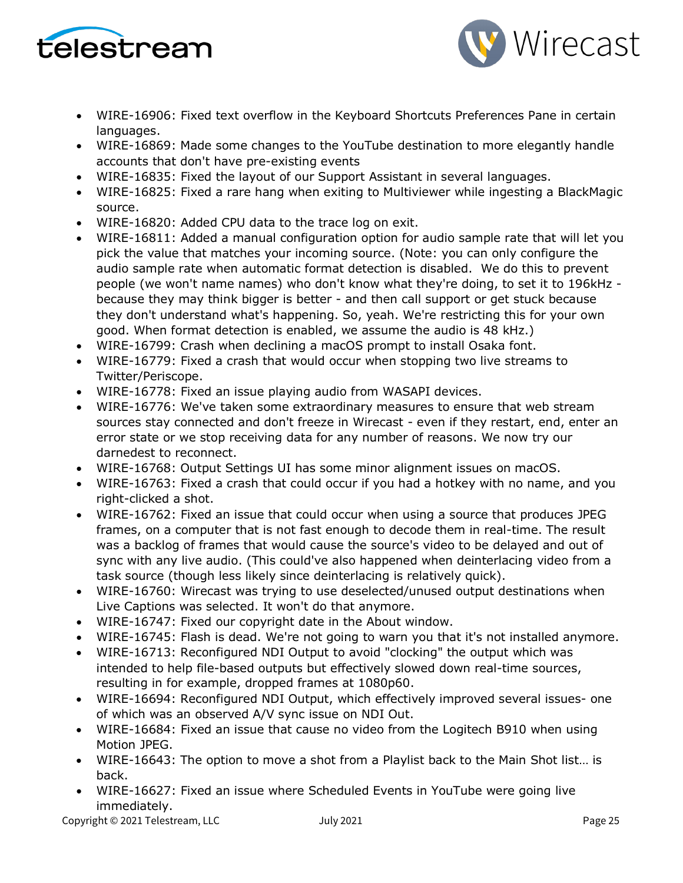- WIRE-16906: Fixed text overflow in the Keyboard Shortcuts Preferences Pane in certain languages.
- WIRE-16869: Made some changes to the YouTube destination to more elegantly handle accounts that don't have pre-existing events
- WIRE-16835: Fixed the layout of our Support Assistant in several languages.
- WIRE-16825: Fixed a rare hang when exiting to Multiviewer while ingesting a BlackMagic source.
- WIRE-16820: Added CPU data to the trace log on exit.
- WIRE-16811: Added a manual configuration option for audio sample rate that will let you pick the value that matches your incoming source. (Note: you can only configure the audio sample rate when automatic format detection is disabled. We do this to prevent people (we won't name names) who don't know what they're doing, to set it to 196kHz - because they may think bigger is better - and then call support or get stuck because they don't understand what's happening. So, yeah. We're restricting this for your own good. When format detection is enabled, we assume the audio is 48 kHz.)
- WIRE-16799: Crash when declining a macOS prompt to install Osaka font.
- WIRE-16779: Fixed a crash that would occur when stopping two live streams to Twitter/Periscope.
- WIRE-16778: Fixed an issue playing audio from WASAPI devices.
- WIRE-16776: We've taken some extraordinary measures to ensure that web stream sources stay connected and don't freeze in Wirecast - even if they restart, end, enter an error state or we stop receiving data for any number of reasons. We now try our darnedest to reconnect.
- WIRE-16768: Output Settings UI has some minor alignment issues on macOS.
- WIRE-16763: Fixed a crash that could occur if you had a hotkey with no name, and you right-clicked a shot.
- WIRE-16762: Fixed an issue that could occur when using a source that produces JPEG frames, on a computer that is not fast enough to decode them in real-time. The result was a backlog of frames that would cause the source's video to be delayed and out of sync with any live audio. (This could've also happened when deinterlacing video from a task source (though less likely since deinterlacing is relatively quick).
- WIRE-16760: Wirecast was trying to use deselected/unused output destinations when Live Captions was selected. It won't do that anymore.
- WIRE-16747: Fixed our copyright date in the About window.
- WIRE-16745: Flash is dead. We're not going to warn you that it's not installed anymore.
- WIRE-16713: Reconfigured NDI Output to avoid "clocking" the output which was intended to help file-based outputs but effectively slowed down real-time sources, resulting in for example, dropped frames at 1080p60.
- WIRE-16694: Reconfigured NDI Output, which effectively improved several issues- one of which was an observed A/V sync issue on NDI Out.
- WIRE-16684: Fixed an issue that cause no video from the Logitech B910 when using Motion JPEG.
- WIRE-16643: The option to move a shot from a Playlist back to the Main Shot list… is back.
- WIRE-16627: Fixed an issue where Scheduled Events in YouTube were going live immediately.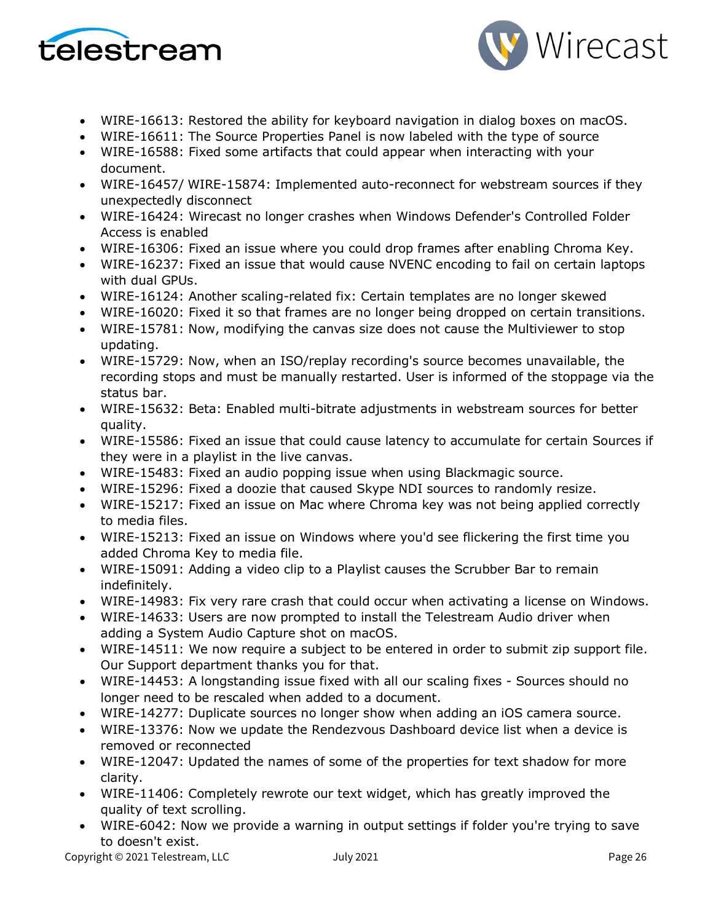- WIRE-16613: Restored the ability for keyboard navigation in dialog boxes on macOS.
- WIRE-16611: The Source Properties Panel is now labeled with the type of source
- WIRE-16588: Fixed some artifacts that could appear when interacting with your document.
- WIRE-16457/ WIRE-15874: Implemented auto-reconnect for webstream sources if they unexpectedly disconnect
- WIRE-16424: Wirecast no longer crashes when Windows Defender's Controlled Folder Access is enabled
- WIRE-16306: Fixed an issue where you could drop frames after enabling Chroma Key.
- WIRE-16237: Fixed an issue that would cause NVENC encoding to fail on certain laptops with dual GPUs.
- WIRE-16124: Another scaling-related fix: Certain templates are no longer skewed
- WIRE-16020: Fixed it so that frames are no longer being dropped on certain transitions.
- WIRE-15781: Now, modifying the canvas size does not cause the Multiviewer to stop updating.
- WIRE-15729: Now, when an ISO/replay recording's source becomes unavailable, the recording stops and must be manually restarted. User is informed of the stoppage via the status bar.
- WIRE-15632: Beta: Enabled multi-bitrate adjustments in webstream sources for better quality.
- WIRE-15586: Fixed an issue that could cause latency to accumulate for certain Sources if they were in a playlist in the live canvas.
- WIRE-15483: Fixed an audio popping issue when using Blackmagic source.
- WIRE-15296: Fixed a doozie that caused Skype NDI sources to randomly resize.
- WIRE-15217: Fixed an issue on Mac where Chroma key was not being applied correctly to media files.
- WIRE-15213: Fixed an issue on Windows where you'd see flickering the first time you added Chroma Key to media file.
- WIRE-15091: Adding a video clip to a Playlist causes the Scrubber Bar to remain indefinitely.
- WIRE-14983: Fix very rare crash that could occur when activating a license on Windows.
- WIRE-14633: Users are now prompted to install the Telestream Audio driver when adding a System Audio Capture shot on macOS.
- WIRE-14511: We now require a subject to be entered in order to submit zip support file. Our Support department thanks you for that.
- WIRE-14453: A longstanding issue fixed with all our scaling fixes - Sources should no longer need to be rescaled when added to a document.
- WIRE-14277: Duplicate sources no longer show when adding an iOS camera source.
- WIRE-13376: Now we update the Rendezvous Dashboard device list when a device is removed or reconnected
- WIRE-12047: Updated the names of some of the properties for text shadow for more clarity.
- WIRE-11406: Completely rewrote our text widget, which has greatly improved the quality of text scrolling.
- WIRE-6042: Now we provide a warning in output settings if folder you're trying to save to doesn't exist.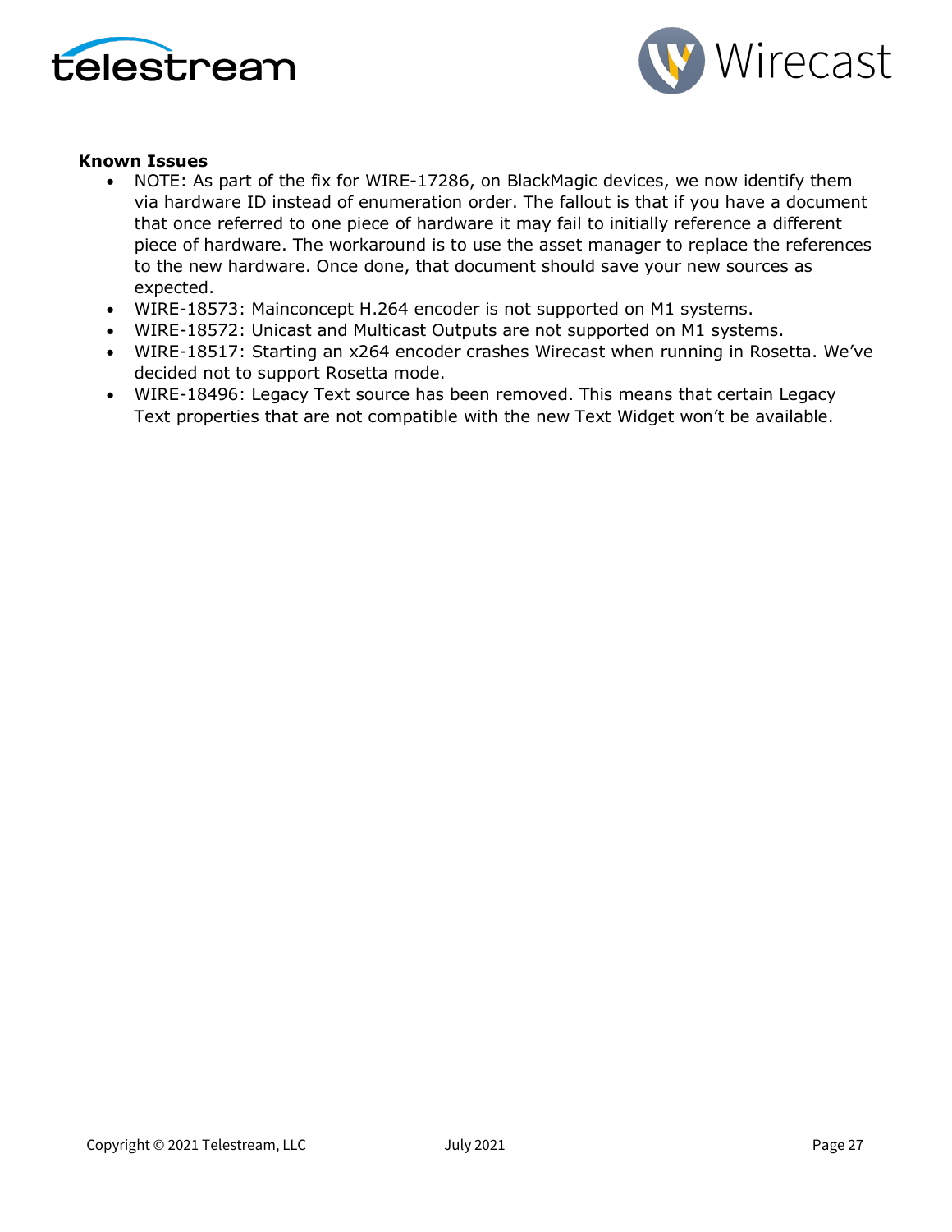**Known Issues**

- NOTE: As part of the fix for WIRE-17286, on BlackMagic devices, we now identify them via hardware ID instead of enumeration order. The fallout is that if you have a document that once referred to one piece of hardware it may fail to initially reference a different piece of hardware. The workaround is to use the asset manager to replace the references to the new hardware. Once done, that document should save your new sources as expected.
- WIRE-18573: Mainconcept H.264 encoder is not supported on M1 systems.
- WIRE-18572: Unicast and Multicast Outputs are not supported on M1 systems.
- WIRE-18517: Starting an x264 encoder crashes Wirecast when running in Rosetta. We've decided not to support Rosetta mode.
- WIRE-18496: Legacy Text source has been removed. This means that certain Legacy Text properties that are not compatible with the new Text Widget won't be available.